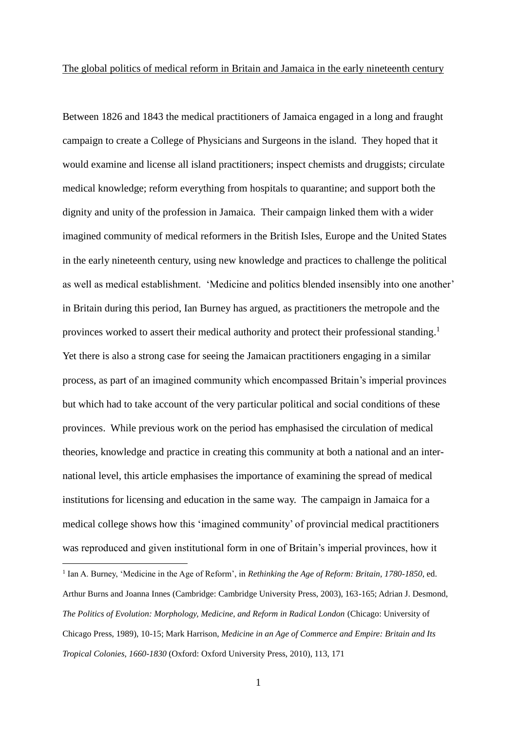The global politics of medical reform in Britain and Jamaica in the early nineteenth century

Between 1826 and 1843 the medical practitioners of Jamaica engaged in a long and fraught campaign to create a College of Physicians and Surgeons in the island. They hoped that it would examine and license all island practitioners; inspect chemists and druggists; circulate medical knowledge; reform everything from hospitals to quarantine; and support both the dignity and unity of the profession in Jamaica. Their campaign linked them with a wider imagined community of medical reformers in the British Isles, Europe and the United States in the early nineteenth century, using new knowledge and practices to challenge the political as well as medical establishment. 'Medicine and politics blended insensibly into one another' in Britain during this period, Ian Burney has argued, as practitioners the metropole and the provinces worked to assert their medical authority and protect their professional standing.[1] Yet there is also a strong case for seeing the Jamaican practitioners engaging in a similar process, as part of an imagined community which encompassed Britain's imperial provinces but which had to take account of the very particular political and social conditions of these provinces. While previous work on the period has emphasised the circulation of medical theories, knowledge and practice in creating this community at both a national and an inter-national level, this article emphasises the importance of examining the spread of medical institutions for licensing and education in the same way. The campaign in Jamaica for a medical college shows how this 'imagined community' of provincial medical practitioners was reproduced and given institutional form in one of Britain's imperial provinces, how it

[1] Ian A. Burney, 'Medicine in the Age of Reform', in *Rethinking the Age of Reform: Britain, 1780-1850*, ed. Arthur Burns and Joanna Innes (Cambridge: Cambridge University Press, 2003), 163-165; Adrian J. Desmond, *The Politics of Evolution: Morphology, Medicine, and Reform in Radical London* (Chicago: University of Chicago Press, 1989), 10-15; Mark Harrison, *Medicine in an Age of Commerce and Empire: Britain and Its Tropical Colonies, 1660-1830* (Oxford: Oxford University Press, 2010), 113, 171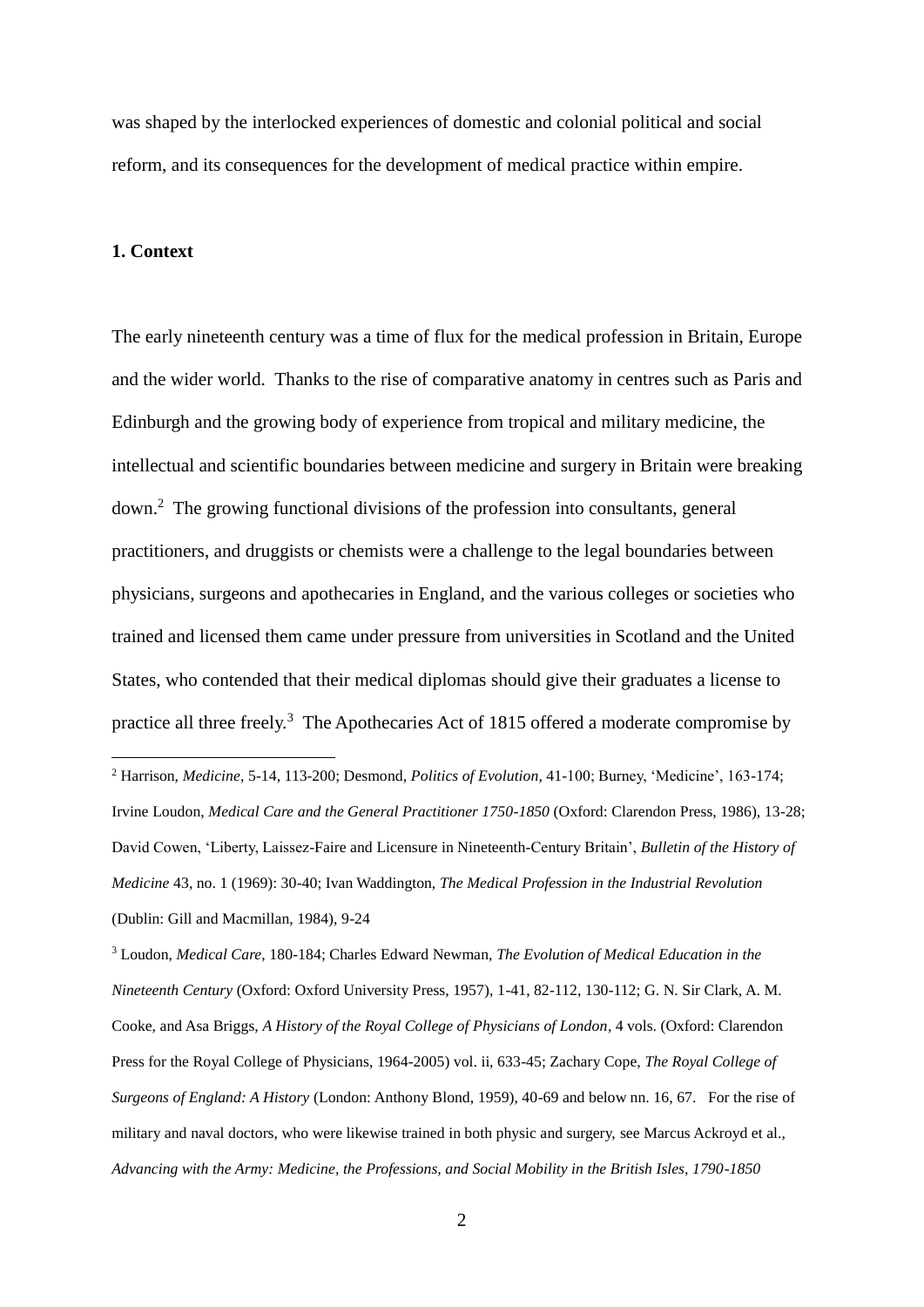was shaped by the interlocked experiences of domestic and colonial political and social reform, and its consequences for the development of medical practice within empire.

## 1. Context

The early nineteenth century was a time of flux for the medical profession in Britain, Europe and the wider world. Thanks to the rise of comparative anatomy in centres such as Paris and Edinburgh and the growing body of experience from tropical and military medicine, the intellectual and scientific boundaries between medicine and surgery in Britain were breaking down.[2] The growing functional divisions of the profession into consultants, general practitioners, and druggists or chemists were a challenge to the legal boundaries between physicians, surgeons and apothecaries in England, and the various colleges or societies who trained and licensed them came under pressure from universities in Scotland and the United States, who contended that their medical diplomas should give their graduates a license to practice all three freely.[3] The Apothecaries Act of 1815 offered a moderate compromise by

---

[2] Harrison, *Medicine*, 5-14, 113-200; Desmond, *Politics of Evolution*, 41-100; Burney, 'Medicine', 163-174; Irvine Loudon, *Medical Care and the General Practitioner 1750-1850* (Oxford: Clarendon Press, 1986), 13-28; David Cowen, 'Liberty, Laissez-Faire and Licensure in Nineteenth-Century Britain', *Bulletin of the History of Medicine* 43, no. 1 (1969): 30-40; Ivan Waddington, *The Medical Profession in the Industrial Revolution* (Dublin: Gill and Macmillan, 1984), 9-24

[3] Loudon, *Medical Care*, 180-184; Charles Edward Newman, *The Evolution of Medical Education in the Nineteenth Century* (Oxford: Oxford University Press, 1957), 1-41, 82-112, 130-112; G. N. Sir Clark, A. M. Cooke, and Asa Briggs, *A History of the Royal College of Physicians of London*, 4 vols. (Oxford: Clarendon Press for the Royal College of Physicians, 1964-2005) vol. ii, 633-45; Zachary Cope, *The Royal College of Surgeons of England: A History* (London: Anthony Blond, 1959), 40-69 and below nn. 16, 67. For the rise of military and naval doctors, who were likewise trained in both physic and surgery, see Marcus Ackroyd et al., *Advancing with the Army: Medicine, the Professions, and Social Mobility in the British Isles, 1790-1850*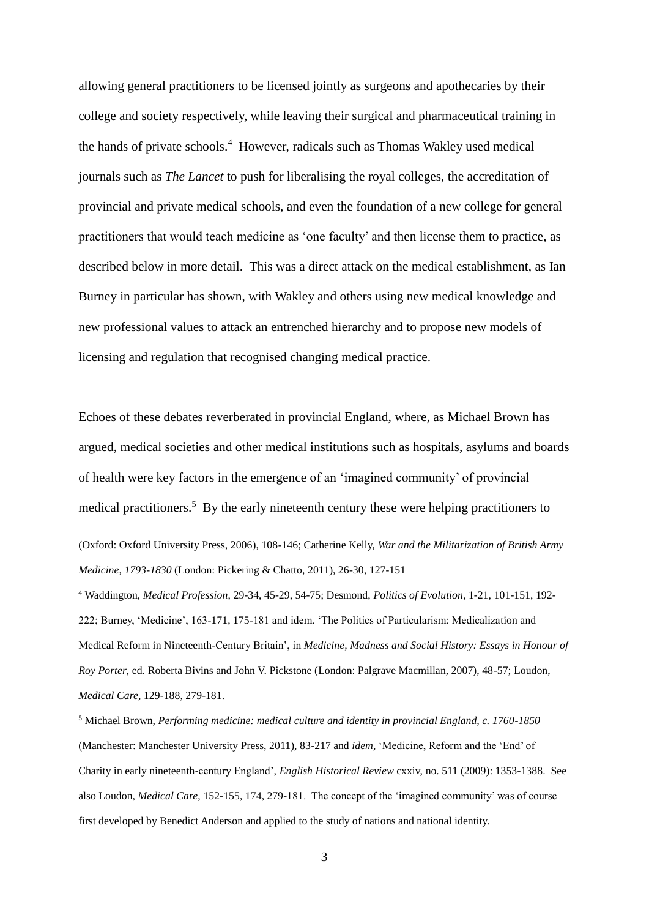allowing general practitioners to be licensed jointly as surgeons and apothecaries by their college and society respectively, while leaving their surgical and pharmaceutical training in the hands of private schools.[4] However, radicals such as Thomas Wakley used medical journals such as *The Lancet* to push for liberalising the royal colleges, the accreditation of provincial and private medical schools, and even the foundation of a new college for general practitioners that would teach medicine as 'one faculty' and then license them to practice, as described below in more detail. This was a direct attack on the medical establishment, as Ian Burney in particular has shown, with Wakley and others using new medical knowledge and new professional values to attack an entrenched hierarchy and to propose new models of licensing and regulation that recognised changing medical practice.

Echoes of these debates reverberated in provincial England, where, as Michael Brown has argued, medical societies and other medical institutions such as hospitals, asylums and boards of health were key factors in the emergence of an 'imagined community' of provincial medical practitioners.[5] By the early nineteenth century these were helping practitioners to

---

(Oxford: Oxford University Press, 2006), 108-146; Catherine Kelly, *War and the Militarization of British Army Medicine, 1793-1830* (London: Pickering & Chatto, 2011), 26-30, 127-151

[4] Waddington, *Medical Profession*, 29-34, 45-29, 54-75; Desmond, *Politics of Evolution*, 1-21, 101-151, 192-222; Burney, 'Medicine', 163-171, 175-181 and idem. 'The Politics of Particularism: Medicalization and Medical Reform in Nineteenth-Century Britain', in *Medicine, Madness and Social History: Essays in Honour of Roy Porter*, ed. Roberta Bivins and John V. Pickstone (London: Palgrave Macmillan, 2007), 48-57; Loudon, *Medical Care*, 129-188, 279-181.

[5] Michael Brown, *Performing medicine: medical culture and identity in provincial England, c. 1760-1850* (Manchester: Manchester University Press, 2011), 83-217 and *idem*, 'Medicine, Reform and the 'End' of Charity in early nineteenth-century England', *English Historical Review* cxxiv, no. 511 (2009): 1353-1388. See also Loudon, *Medical Care*, 152-155, 174, 279-181. The concept of the 'imagined community' was of course first developed by Benedict Anderson and applied to the study of nations and national identity.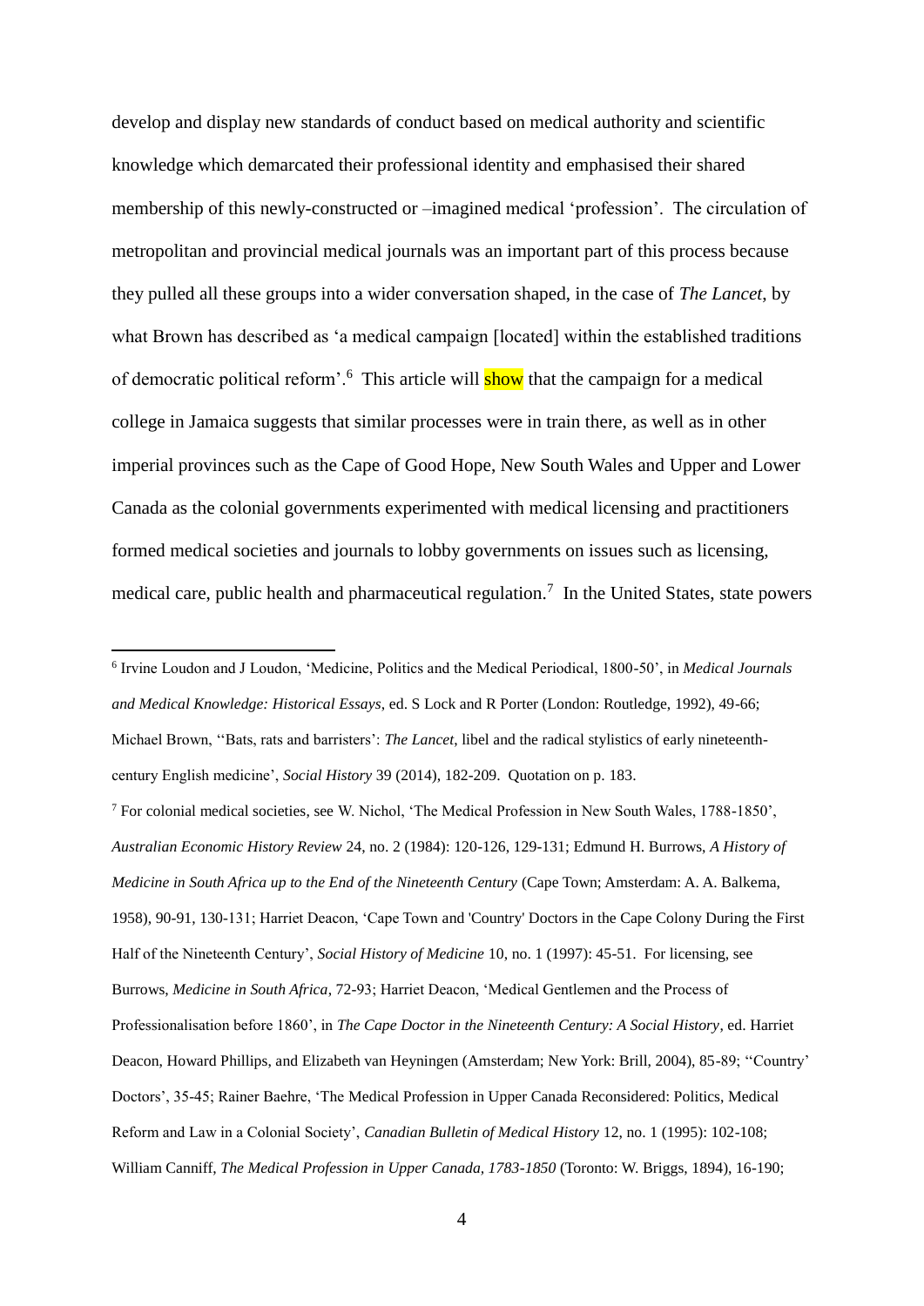develop and display new standards of conduct based on medical authority and scientific knowledge which demarcated their professional identity and emphasised their shared membership of this newly-constructed or –imagined medical 'profession'. The circulation of metropolitan and provincial medical journals was an important part of this process because they pulled all these groups into a wider conversation shaped, in the case of *The Lancet*, by what Brown has described as 'a medical campaign [located] within the established traditions of democratic political reform'.[6] This article will show that the campaign for a medical college in Jamaica suggests that similar processes were in train there, as well as in other imperial provinces such as the Cape of Good Hope, New South Wales and Upper and Lower Canada as the colonial governments experimented with medical licensing and practitioners formed medical societies and journals to lobby governments on issues such as licensing, medical care, public health and pharmaceutical regulation.[7] In the United States, state powers

---

[6] Irvine Loudon and J Loudon, 'Medicine, Politics and the Medical Periodical, 1800-50', in *Medical Journals and Medical Knowledge: Historical Essays*, ed. S Lock and R Porter (London: Routledge, 1992), 49-66; Michael Brown, ''Bats, rats and barristers': *The Lancet*, libel and the radical stylistics of early nineteenth-century English medicine', *Social History* 39 (2014), 182-209. Quotation on p. 183.

[7] For colonial medical societies, see W. Nichol, 'The Medical Profession in New South Wales, 1788-1850', *Australian Economic History Review* 24, no. 2 (1984): 120-126, 129-131; Edmund H. Burrows, *A History of Medicine in South Africa up to the End of the Nineteenth Century* (Cape Town; Amsterdam: A. A. Balkema, 1958), 90-91, 130-131; Harriet Deacon, 'Cape Town and 'Country' Doctors in the Cape Colony During the First Half of the Nineteenth Century', *Social History of Medicine* 10, no. 1 (1997): 45-51. For licensing, see Burrows, *Medicine in South Africa*, 72-93; Harriet Deacon, 'Medical Gentlemen and the Process of Professionalisation before 1860', in *The Cape Doctor in the Nineteenth Century: A Social History*, ed. Harriet Deacon, Howard Phillips, and Elizabeth van Heyningen (Amsterdam; New York: Brill, 2004), 85-89; ''Country' Doctors', 35-45; Rainer Baehre, 'The Medical Profession in Upper Canada Reconsidered: Politics, Medical Reform and Law in a Colonial Society', *Canadian Bulletin of Medical History* 12, no. 1 (1995): 102-108; William Canniff, *The Medical Profession in Upper Canada, 1783-1850* (Toronto: W. Briggs, 1894), 16-190;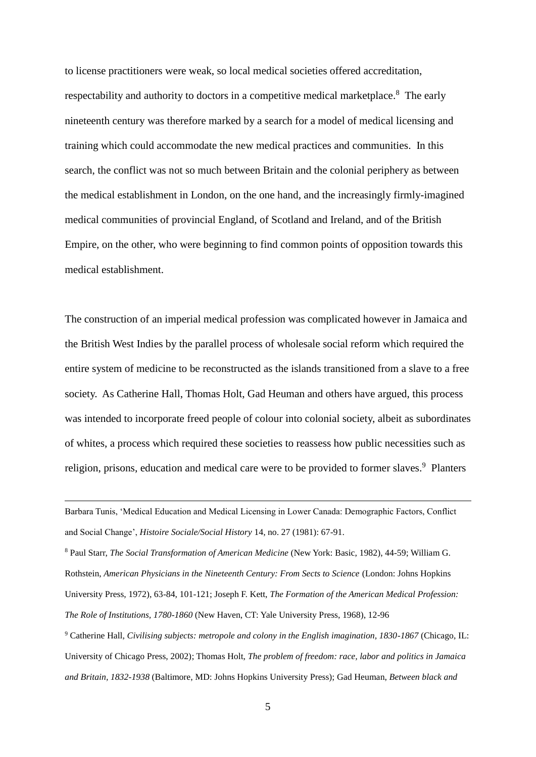to license practitioners were weak, so local medical societies offered accreditation, respectability and authority to doctors in a competitive medical marketplace.[8] The early nineteenth century was therefore marked by a search for a model of medical licensing and training which could accommodate the new medical practices and communities. In this search, the conflict was not so much between Britain and the colonial periphery as between the medical establishment in London, on the one hand, and the increasingly firmly-imagined medical communities of provincial England, of Scotland and Ireland, and of the British Empire, on the other, who were beginning to find common points of opposition towards this medical establishment.

The construction of an imperial medical profession was complicated however in Jamaica and the British West Indies by the parallel process of wholesale social reform which required the entire system of medicine to be reconstructed as the islands transitioned from a slave to a free society. As Catherine Hall, Thomas Holt, Gad Heuman and others have argued, this process was intended to incorporate freed people of colour into colonial society, albeit as subordinates of whites, a process which required these societies to reassess how public necessities such as religion, prisons, education and medical care were to be provided to former slaves.[9] Planters

---

Barbara Tunis, 'Medical Education and Medical Licensing in Lower Canada: Demographic Factors, Conflict and Social Change', *Histoire Sociale/Social History* 14, no. 27 (1981): 67-91.

[8] Paul Starr, *The Social Transformation of American Medicine* (New York: Basic, 1982), 44-59; William G. Rothstein, *American Physicians in the Nineteenth Century: From Sects to Science* (London: Johns Hopkins University Press, 1972), 63-84, 101-121; Joseph F. Kett, *The Formation of the American Medical Profession: The Role of Institutions, 1780-1860* (New Haven, CT: Yale University Press, 1968), 12-96

[9] Catherine Hall, *Civilising subjects: metropole and colony in the English imagination, 1830-1867* (Chicago, IL: University of Chicago Press, 2002); Thomas Holt, *The problem of freedom: race, labor and politics in Jamaica and Britain, 1832-1938* (Baltimore, MD: Johns Hopkins University Press); Gad Heuman, *Between black and*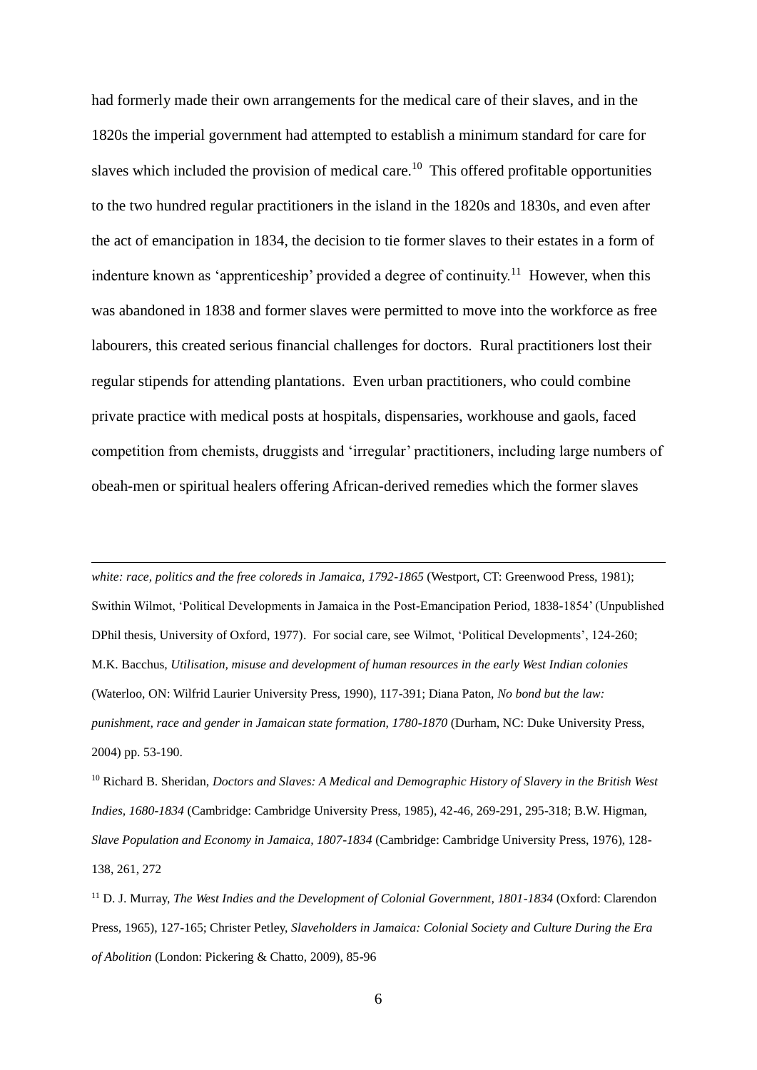had formerly made their own arrangements for the medical care of their slaves, and in the 1820s the imperial government had attempted to establish a minimum standard for care for slaves which included the provision of medical care.[10] This offered profitable opportunities to the two hundred regular practitioners in the island in the 1820s and 1830s, and even after the act of emancipation in 1834, the decision to tie former slaves to their estates in a form of indenture known as 'apprenticeship' provided a degree of continuity.[11] However, when this was abandoned in 1838 and former slaves were permitted to move into the workforce as free labourers, this created serious financial challenges for doctors. Rural practitioners lost their regular stipends for attending plantations. Even urban practitioners, who could combine private practice with medical posts at hospitals, dispensaries, workhouse and gaols, faced competition from chemists, druggists and 'irregular' practitioners, including large numbers of obeah-men or spiritual healers offering African-derived remedies which the former slaves

---

*white: race, politics and the free coloreds in Jamaica, 1792-1865* (Westport, CT: Greenwood Press, 1981); Swithin Wilmot, 'Political Developments in Jamaica in the Post-Emancipation Period, 1838-1854' (Unpublished DPhil thesis, University of Oxford, 1977). For social care, see Wilmot, 'Political Developments', 124-260; M.K. Bacchus, *Utilisation, misuse and development of human resources in the early West Indian colonies* (Waterloo, ON: Wilfrid Laurier University Press, 1990), 117-391; Diana Paton, *No bond but the law: punishment, race and gender in Jamaican state formation, 1780-1870* (Durham, NC: Duke University Press, 2004) pp. 53-190.

[10] Richard B. Sheridan, *Doctors and Slaves: A Medical and Demographic History of Slavery in the British West Indies, 1680-1834* (Cambridge: Cambridge University Press, 1985), 42-46, 269-291, 295-318; B.W. Higman, *Slave Population and Economy in Jamaica, 1807-1834* (Cambridge: Cambridge University Press, 1976), 128-138, 261, 272

[11] D. J. Murray, *The West Indies and the Development of Colonial Government, 1801-1834* (Oxford: Clarendon Press, 1965), 127-165; Christer Petley, *Slaveholders in Jamaica: Colonial Society and Culture During the Era of Abolition* (London: Pickering & Chatto, 2009), 85-96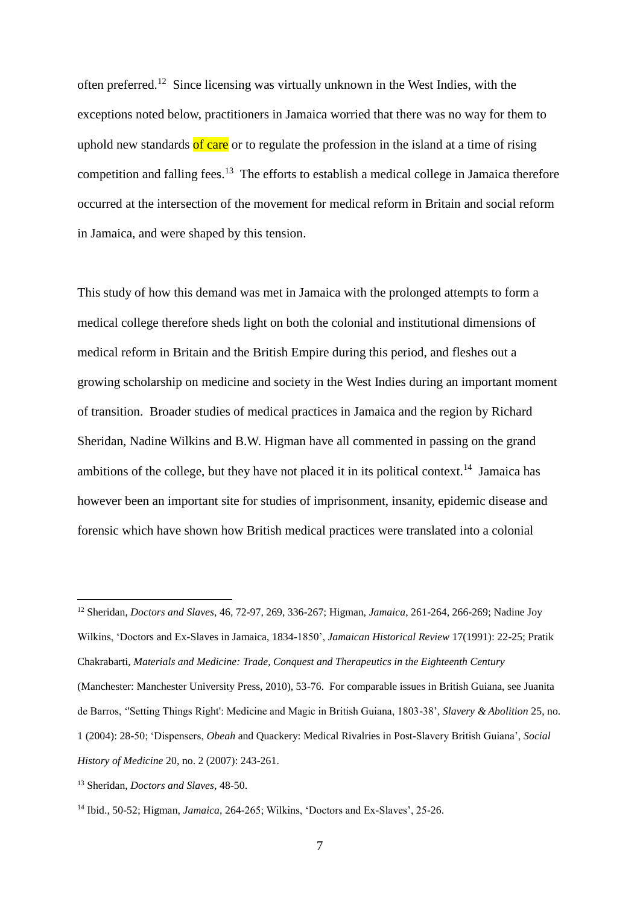often preferred.[12] Since licensing was virtually unknown in the West Indies, with the exceptions noted below, practitioners in Jamaica worried that there was no way for them to uphold new standards of care or to regulate the profession in the island at a time of rising competition and falling fees.[13] The efforts to establish a medical college in Jamaica therefore occurred at the intersection of the movement for medical reform in Britain and social reform in Jamaica, and were shaped by this tension.

This study of how this demand was met in Jamaica with the prolonged attempts to form a medical college therefore sheds light on both the colonial and institutional dimensions of medical reform in Britain and the British Empire during this period, and fleshes out a growing scholarship on medicine and society in the West Indies during an important moment of transition. Broader studies of medical practices in Jamaica and the region by Richard Sheridan, Nadine Wilkins and B.W. Higman have all commented in passing on the grand ambitions of the college, but they have not placed it in its political context.[14] Jamaica has however been an important site for studies of imprisonment, insanity, epidemic disease and forensic which have shown how British medical practices were translated into a colonial

---

[12] Sheridan, *Doctors and Slaves*, 46, 72-97, 269, 336-267; Higman, *Jamaica*, 261-264, 266-269; Nadine Joy Wilkins, 'Doctors and Ex-Slaves in Jamaica, 1834-1850', *Jamaican Historical Review* 17(1991): 22-25; Pratik Chakrabarti, *Materials and Medicine: Trade, Conquest and Therapeutics in the Eighteenth Century* (Manchester: Manchester University Press, 2010), 53-76. For comparable issues in British Guiana, see Juanita de Barros, ''Setting Things Right': Medicine and Magic in British Guiana, 1803-38', *Slavery & Abolition* 25, no. 1 (2004): 28-50; 'Dispensers, *Obeah* and Quackery: Medical Rivalries in Post-Slavery British Guiana', *Social History of Medicine* 20, no. 2 (2007): 243-261.

[13] Sheridan, *Doctors and Slaves*, 48-50.

[14] Ibid., 50-52; Higman, *Jamaica*, 264-265; Wilkins, 'Doctors and Ex-Slaves', 25-26.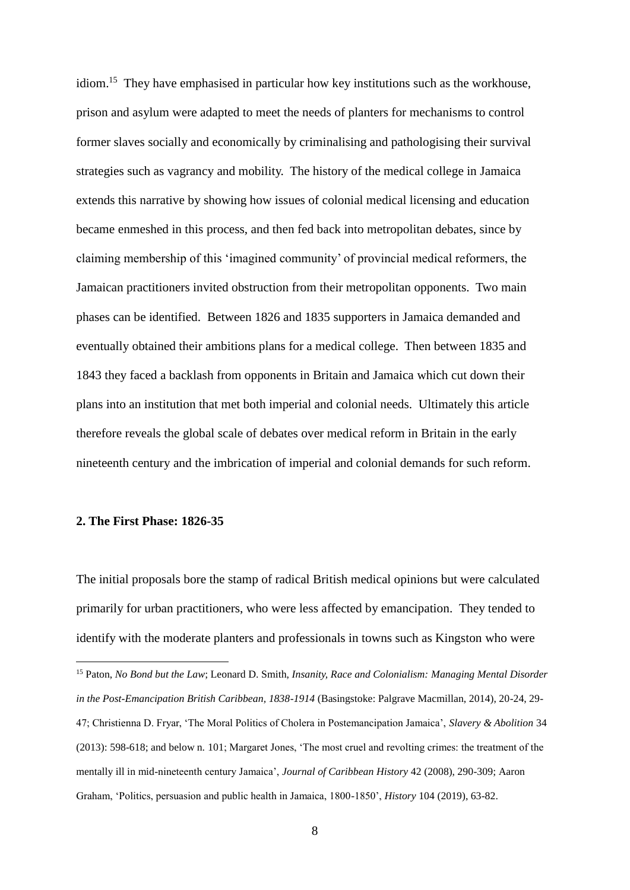idiom.[15] They have emphasised in particular how key institutions such as the workhouse, prison and asylum were adapted to meet the needs of planters for mechanisms to control former slaves socially and economically by criminalising and pathologising their survival strategies such as vagrancy and mobility. The history of the medical college in Jamaica extends this narrative by showing how issues of colonial medical licensing and education became enmeshed in this process, and then fed back into metropolitan debates, since by claiming membership of this 'imagined community' of provincial medical reformers, the Jamaican practitioners invited obstruction from their metropolitan opponents. Two main phases can be identified. Between 1826 and 1835 supporters in Jamaica demanded and eventually obtained their ambitions plans for a medical college. Then between 1835 and 1843 they faced a backlash from opponents in Britain and Jamaica which cut down their plans into an institution that met both imperial and colonial needs. Ultimately this article therefore reveals the global scale of debates over medical reform in Britain in the early nineteenth century and the imbrication of imperial and colonial demands for such reform.

## 2. The First Phase: 1826-35

The initial proposals bore the stamp of radical British medical opinions but were calculated primarily for urban practitioners, who were less affected by emancipation. They tended to identify with the moderate planters and professionals in towns such as Kingston who were

[15] Paton, *No Bond but the Law*; Leonard D. Smith, *Insanity, Race and Colonialism: Managing Mental Disorder in the Post-Emancipation British Caribbean, 1838-1914* (Basingstoke: Palgrave Macmillan, 2014), 20-24, 29-47; Christienna D. Fryar, 'The Moral Politics of Cholera in Postemancipation Jamaica', *Slavery & Abolition* 34 (2013): 598-618; and below n. 101; Margaret Jones, 'The most cruel and revolting crimes: the treatment of the mentally ill in mid-nineteenth century Jamaica', *Journal of Caribbean History* 42 (2008), 290-309; Aaron Graham, 'Politics, persuasion and public health in Jamaica, 1800-1850', *History* 104 (2019), 63-82.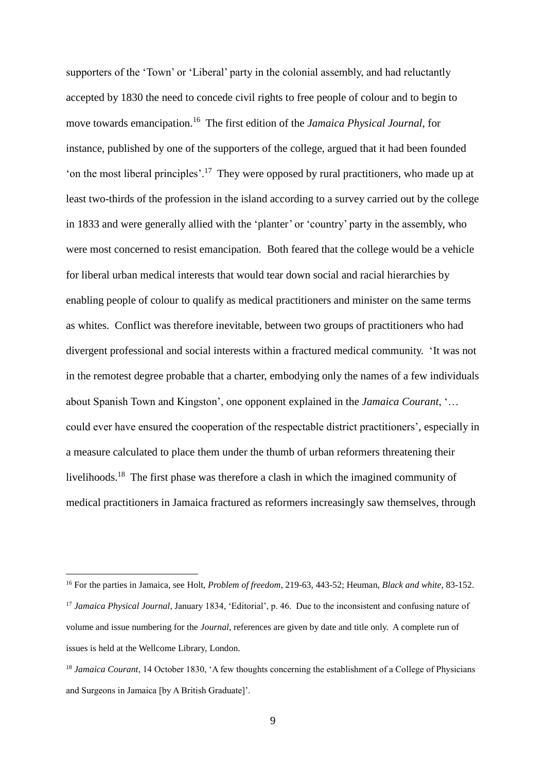supporters of the 'Town' or 'Liberal' party in the colonial assembly, and had reluctantly accepted by 1830 the need to concede civil rights to free people of colour and to begin to move towards emancipation.[16] The first edition of the *Jamaica Physical Journal*, for instance, published by one of the supporters of the college, argued that it had been founded 'on the most liberal principles'.[17] They were opposed by rural practitioners, who made up at least two-thirds of the profession in the island according to a survey carried out by the college in 1833 and were generally allied with the 'planter' or 'country' party in the assembly, who were most concerned to resist emancipation. Both feared that the college would be a vehicle for liberal urban medical interests that would tear down social and racial hierarchies by enabling people of colour to qualify as medical practitioners and minister on the same terms as whites. Conflict was therefore inevitable, between two groups of practitioners who had divergent professional and social interests within a fractured medical community. 'It was not in the remotest degree probable that a charter, embodying only the names of a few individuals about Spanish Town and Kingston', one opponent explained in the *Jamaica Courant*, '… could ever have ensured the cooperation of the respectable district practitioners', especially in a measure calculated to place them under the thumb of urban reformers threatening their livelihoods.[18] The first phase was therefore a clash in which the imagined community of medical practitioners in Jamaica fractured as reformers increasingly saw themselves, through

---

[16] For the parties in Jamaica, see Holt, *Problem of freedom*, 219-63, 443-52; Heuman, *Black and white*, 83-152.

[17] *Jamaica Physical Journal*, January 1834, 'Editorial', p. 46. Due to the inconsistent and confusing nature of volume and issue numbering for the *Journal*, references are given by date and title only. A complete run of issues is held at the Wellcome Library, London.

[18] *Jamaica Courant*, 14 October 1830, 'A few thoughts concerning the establishment of a College of Physicians and Surgeons in Jamaica [by A British Graduate]'.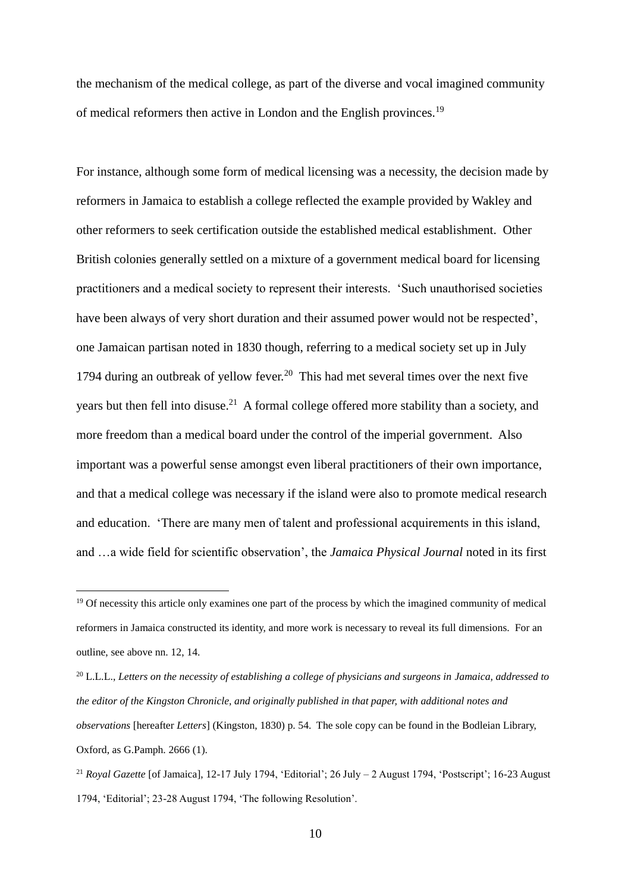the mechanism of the medical college, as part of the diverse and vocal imagined community of medical reformers then active in London and the English provinces.[19]

For instance, although some form of medical licensing was a necessity, the decision made by reformers in Jamaica to establish a college reflected the example provided by Wakley and other reformers to seek certification outside the established medical establishment. Other British colonies generally settled on a mixture of a government medical board for licensing practitioners and a medical society to represent their interests. 'Such unauthorised societies have been always of very short duration and their assumed power would not be respected', one Jamaican partisan noted in 1830 though, referring to a medical society set up in July 1794 during an outbreak of yellow fever.[20] This had met several times over the next five years but then fell into disuse.[21] A formal college offered more stability than a society, and more freedom than a medical board under the control of the imperial government. Also important was a powerful sense amongst even liberal practitioners of their own importance, and that a medical college was necessary if the island were also to promote medical research and education. 'There are many men of talent and professional acquirements in this island, and …a wide field for scientific observation', the *Jamaica Physical Journal* noted in its first

---

[19] Of necessity this article only examines one part of the process by which the imagined community of medical reformers in Jamaica constructed its identity, and more work is necessary to reveal its full dimensions. For an outline, see above nn. 12, 14.

[20] L.L.L., *Letters on the necessity of establishing a college of physicians and surgeons in Jamaica, addressed to the editor of the Kingston Chronicle, and originally published in that paper, with additional notes and observations* [hereafter *Letters*] (Kingston, 1830) p. 54. The sole copy can be found in the Bodleian Library, Oxford, as G.Pamph. 2666 (1).

[21] *Royal Gazette* [of Jamaica], 12-17 July 1794, 'Editorial'; 26 July – 2 August 1794, 'Postscript'; 16-23 August 1794, 'Editorial'; 23-28 August 1794, 'The following Resolution'.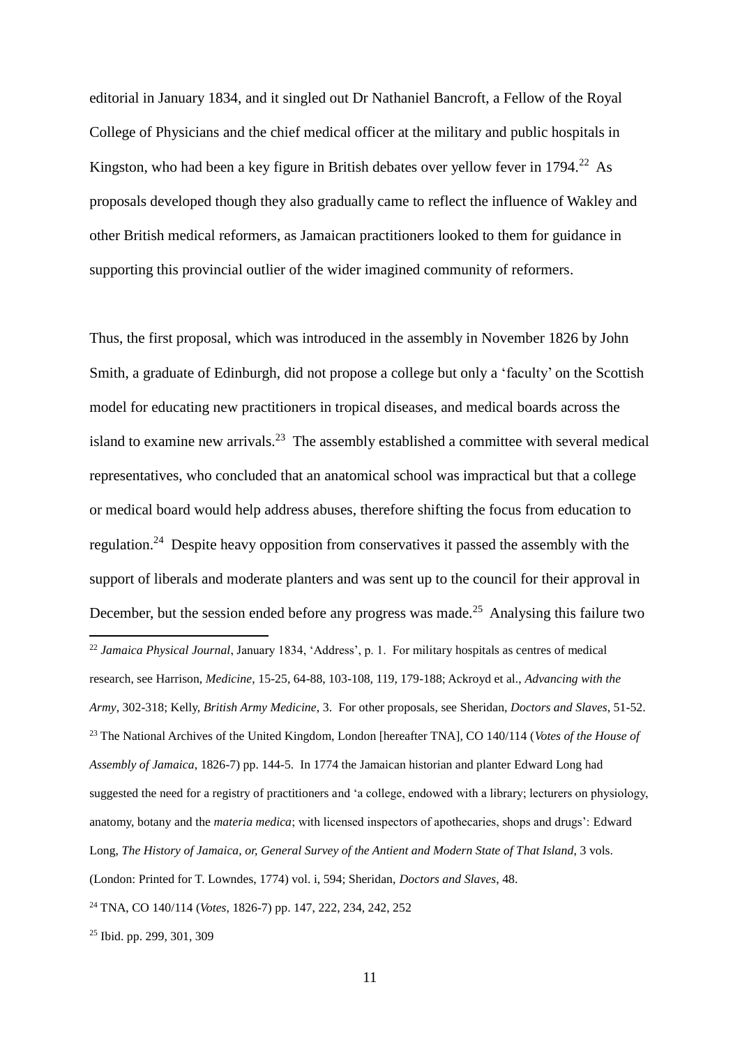editorial in January 1834, and it singled out Dr Nathaniel Bancroft, a Fellow of the Royal College of Physicians and the chief medical officer at the military and public hospitals in Kingston, who had been a key figure in British debates over yellow fever in 1794.[22] As proposals developed though they also gradually came to reflect the influence of Wakley and other British medical reformers, as Jamaican practitioners looked to them for guidance in supporting this provincial outlier of the wider imagined community of reformers.

Thus, the first proposal, which was introduced in the assembly in November 1826 by John Smith, a graduate of Edinburgh, did not propose a college but only a 'faculty' on the Scottish model for educating new practitioners in tropical diseases, and medical boards across the island to examine new arrivals.[23] The assembly established a committee with several medical representatives, who concluded that an anatomical school was impractical but that a college or medical board would help address abuses, therefore shifting the focus from education to regulation.[24] Despite heavy opposition from conservatives it passed the assembly with the support of liberals and moderate planters and was sent up to the council for their approval in December, but the session ended before any progress was made.[25] Analysing this failure two

---

[22] *Jamaica Physical Journal*, January 1834, 'Address', p. 1. For military hospitals as centres of medical research, see Harrison, *Medicine*, 15-25, 64-88, 103-108, 119, 179-188; Ackroyd et al., *Advancing with the Army*, 302-318; Kelly, *British Army Medicine*, 3. For other proposals, see Sheridan, *Doctors and Slaves*, 51-52.

[23] The National Archives of the United Kingdom, London [hereafter TNA], CO 140/114 (*Votes of the House of Assembly of Jamaica*, 1826-7) pp. 144-5. In 1774 the Jamaican historian and planter Edward Long had suggested the need for a registry of practitioners and 'a college, endowed with a library; lecturers on physiology, anatomy, botany and the *materia medica*; with licensed inspectors of apothecaries, shops and drugs': Edward Long, *The History of Jamaica, or, General Survey of the Antient and Modern State of That Island*, 3 vols. (London: Printed for T. Lowndes, 1774) vol. i, 594; Sheridan, *Doctors and Slaves*, 48.

[24] TNA, CO 140/114 (*Votes*, 1826-7) pp. 147, 222, 234, 242, 252

[25] Ibid. pp. 299, 301, 309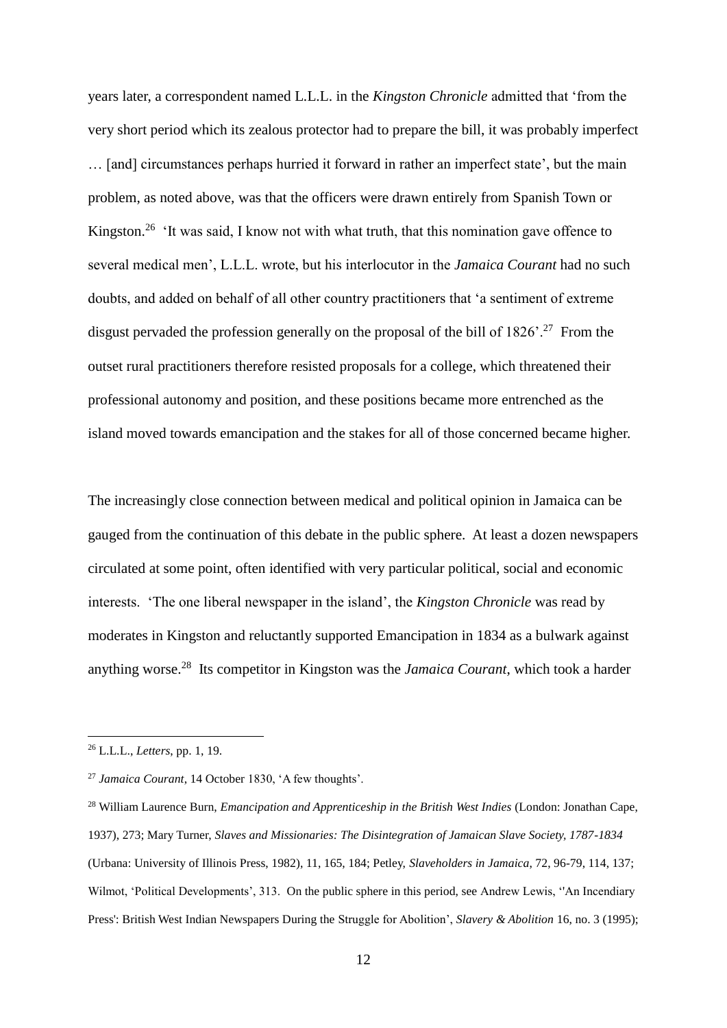years later, a correspondent named L.L.L. in the *Kingston Chronicle* admitted that 'from the very short period which its zealous protector had to prepare the bill, it was probably imperfect … [and] circumstances perhaps hurried it forward in rather an imperfect state', but the main problem, as noted above, was that the officers were drawn entirely from Spanish Town or Kingston.[26] 'It was said, I know not with what truth, that this nomination gave offence to several medical men', L.L.L. wrote, but his interlocutor in the *Jamaica Courant* had no such doubts, and added on behalf of all other country practitioners that 'a sentiment of extreme disgust pervaded the profession generally on the proposal of the bill of 1826'.[27] From the outset rural practitioners therefore resisted proposals for a college, which threatened their professional autonomy and position, and these positions became more entrenched as the island moved towards emancipation and the stakes for all of those concerned became higher.

The increasingly close connection between medical and political opinion in Jamaica can be gauged from the continuation of this debate in the public sphere. At least a dozen newspapers circulated at some point, often identified with very particular political, social and economic interests. 'The one liberal newspaper in the island', the *Kingston Chronicle* was read by moderates in Kingston and reluctantly supported Emancipation in 1834 as a bulwark against anything worse.[28] Its competitor in Kingston was the *Jamaica Courant*, which took a harder

---

[26] L.L.L., *Letters*, pp. 1, 19.

[27] *Jamaica Courant*, 14 October 1830, 'A few thoughts'.

[28] William Laurence Burn, *Emancipation and Apprenticeship in the British West Indies* (London: Jonathan Cape, 1937), 273; Mary Turner, *Slaves and Missionaries: The Disintegration of Jamaican Slave Society, 1787-1834* (Urbana: University of Illinois Press, 1982), 11, 165, 184; Petley, *Slaveholders in Jamaica*, 72, 96-79, 114, 137; Wilmot, 'Political Developments', 313. On the public sphere in this period, see Andrew Lewis, ''An Incendiary Press': British West Indian Newspapers During the Struggle for Abolition', *Slavery & Abolition* 16, no. 3 (1995);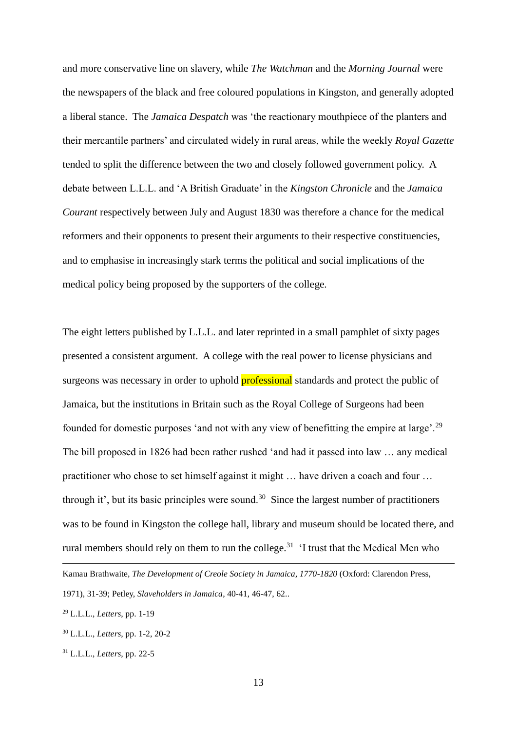and more conservative line on slavery, while *The Watchman* and the *Morning Journal* were the newspapers of the black and free coloured populations in Kingston, and generally adopted a liberal stance. The *Jamaica Despatch* was 'the reactionary mouthpiece of the planters and their mercantile partners' and circulated widely in rural areas, while the weekly *Royal Gazette* tended to split the difference between the two and closely followed government policy. A debate between L.L.L. and 'A British Graduate' in the *Kingston Chronicle* and the *Jamaica Courant* respectively between July and August 1830 was therefore a chance for the medical reformers and their opponents to present their arguments to their respective constituencies, and to emphasise in increasingly stark terms the political and social implications of the medical policy being proposed by the supporters of the college.

The eight letters published by L.L.L. and later reprinted in a small pamphlet of sixty pages presented a consistent argument. A college with the real power to license physicians and surgeons was necessary in order to uphold professional standards and protect the public of Jamaica, but the institutions in Britain such as the Royal College of Surgeons had been founded for domestic purposes 'and not with any view of benefitting the empire at large'.[29] The bill proposed in 1826 had been rather rushed 'and had it passed into law … any medical practitioner who chose to set himself against it might … have driven a coach and four … through it', but its basic principles were sound.[30] Since the largest number of practitioners was to be found in Kingston the college hall, library and museum should be located there, and rural members should rely on them to run the college.[31] 'I trust that the Medical Men who

---

Kamau Brathwaite, *The Development of Creole Society in Jamaica, 1770-1820* (Oxford: Clarendon Press, 1971), 31-39; Petley, *Slaveholders in Jamaica*, 40-41, 46-47, 62..

[29] L.L.L., *Letters*, pp. 1-19

[30] L.L.L., *Letters*, pp. 1-2, 20-2

[31] L.L.L., *Letters*, pp. 22-5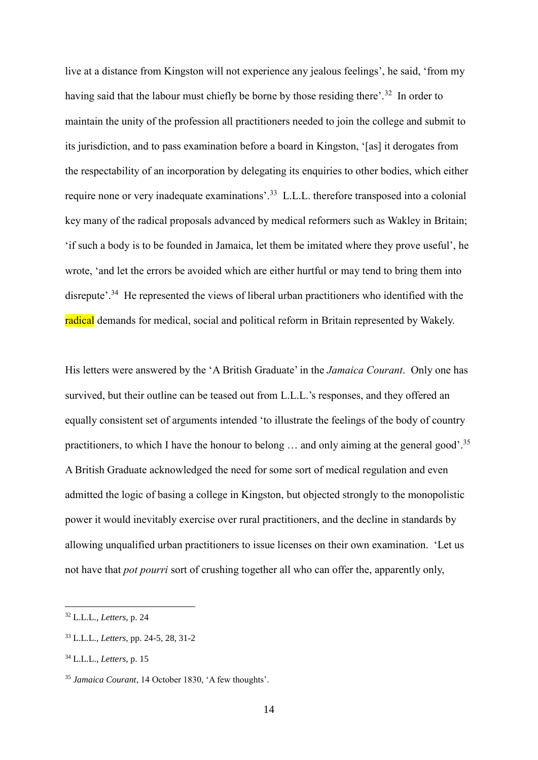live at a distance from Kingston will not experience any jealous feelings', he said, 'from my having said that the labour must chiefly be borne by those residing there'.[32] In order to maintain the unity of the profession all practitioners needed to join the college and submit to its jurisdiction, and to pass examination before a board in Kingston, '[as] it derogates from the respectability of an incorporation by delegating its enquiries to other bodies, which either require none or very inadequate examinations'.[33] L.L.L. therefore transposed into a colonial key many of the radical proposals advanced by medical reformers such as Wakley in Britain; 'if such a body is to be founded in Jamaica, let them be imitated where they prove useful', he wrote, 'and let the errors be avoided which are either hurtful or may tend to bring them into disrepute'.[34] He represented the views of liberal urban practitioners who identified with the radical demands for medical, social and political reform in Britain represented by Wakely.

His letters were answered by the 'A British Graduate' in the *Jamaica Courant*. Only one has survived, but their outline can be teased out from L.L.L.'s responses, and they offered an equally consistent set of arguments intended 'to illustrate the feelings of the body of country practitioners, to which I have the honour to belong … and only aiming at the general good'.[35] A British Graduate acknowledged the need for some sort of medical regulation and even admitted the logic of basing a college in Kingston, but objected strongly to the monopolistic power it would inevitably exercise over rural practitioners, and the decline in standards by allowing unqualified urban practitioners to issue licenses on their own examination. 'Let us not have that *pot pourri* sort of crushing together all who can offer the, apparently only,

---

[32] L.L.L., *Letters*, p. 24

[33] L.L.L., *Letters*, pp. 24-5, 28, 31-2

[34] L.L.L., *Letters*, p. 15

[35] *Jamaica Courant*, 14 October 1830, 'A few thoughts'.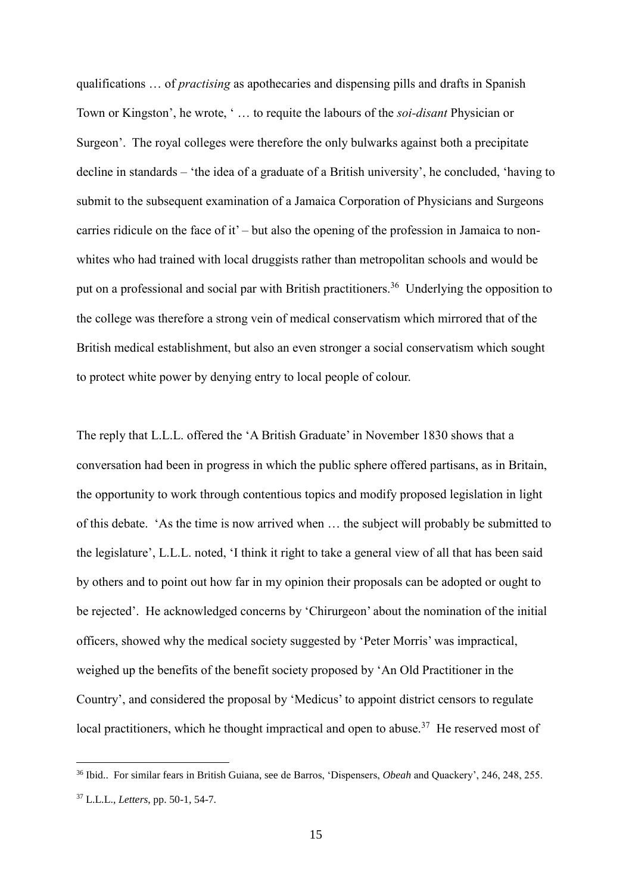qualifications … of *practising* as apothecaries and dispensing pills and drafts in Spanish Town or Kingston', he wrote, ' … to requite the labours of the *soi-disant* Physician or Surgeon'. The royal colleges were therefore the only bulwarks against both a precipitate decline in standards – 'the idea of a graduate of a British university', he concluded, 'having to submit to the subsequent examination of a Jamaica Corporation of Physicians and Surgeons carries ridicule on the face of it' – but also the opening of the profession in Jamaica to non-whites who had trained with local druggists rather than metropolitan schools and would be put on a professional and social par with British practitioners.[36] Underlying the opposition to the college was therefore a strong vein of medical conservatism which mirrored that of the British medical establishment, but also an even stronger a social conservatism which sought to protect white power by denying entry to local people of colour.

The reply that L.L.L. offered the 'A British Graduate' in November 1830 shows that a conversation had been in progress in which the public sphere offered partisans, as in Britain, the opportunity to work through contentious topics and modify proposed legislation in light of this debate. 'As the time is now arrived when … the subject will probably be submitted to the legislature', L.L.L. noted, 'I think it right to take a general view of all that has been said by others and to point out how far in my opinion their proposals can be adopted or ought to be rejected'. He acknowledged concerns by 'Chirurgeon' about the nomination of the initial officers, showed why the medical society suggested by 'Peter Morris' was impractical, weighed up the benefits of the benefit society proposed by 'An Old Practitioner in the Country', and considered the proposal by 'Medicus' to appoint district censors to regulate local practitioners, which he thought impractical and open to abuse.[37] He reserved most of

---

[36] Ibid.. For similar fears in British Guiana, see de Barros, 'Dispensers, *Obeah* and Quackery', 246, 248, 255.

[37] L.L.L., *Letters*, pp. 50-1, 54-7.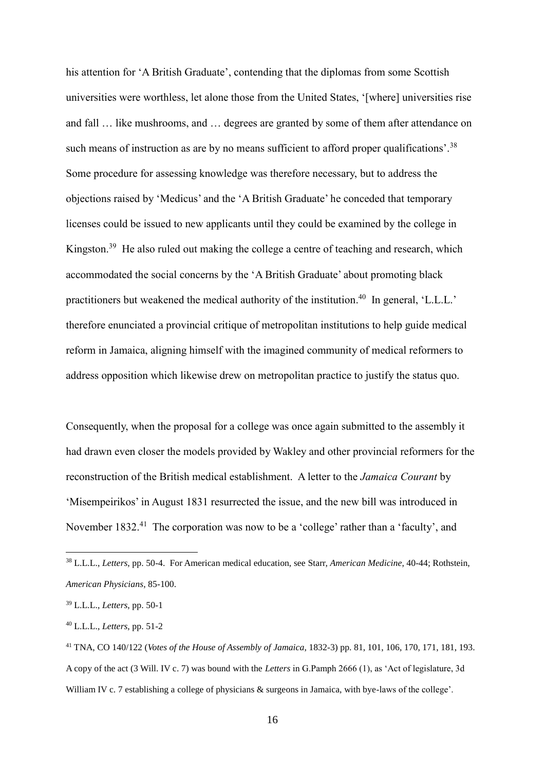his attention for 'A British Graduate', contending that the diplomas from some Scottish universities were worthless, let alone those from the United States, '[where] universities rise and fall … like mushrooms, and … degrees are granted by some of them after attendance on such means of instruction as are by no means sufficient to afford proper qualifications'.[38] Some procedure for assessing knowledge was therefore necessary, but to address the objections raised by 'Medicus' and the 'A British Graduate' he conceded that temporary licenses could be issued to new applicants until they could be examined by the college in Kingston.[39] He also ruled out making the college a centre of teaching and research, which accommodated the social concerns by the 'A British Graduate' about promoting black practitioners but weakened the medical authority of the institution.[40] In general, 'L.L.L.' therefore enunciated a provincial critique of metropolitan institutions to help guide medical reform in Jamaica, aligning himself with the imagined community of medical reformers to address opposition which likewise drew on metropolitan practice to justify the status quo.

Consequently, when the proposal for a college was once again submitted to the assembly it had drawn even closer the models provided by Wakley and other provincial reformers for the reconstruction of the British medical establishment. A letter to the *Jamaica Courant* by 'Misempeirikos' in August 1831 resurrected the issue, and the new bill was introduced in November 1832.[41] The corporation was now to be a 'college' rather than a 'faculty', and

---

[38] L.L.L., *Letters*, pp. 50-4. For American medical education, see Starr, *American Medicine*, 40-44; Rothstein, *American Physicians*, 85-100.

[39] L.L.L., *Letters*, pp. 50-1

[40] L.L.L., *Letters*, pp. 51-2

[41] TNA, CO 140/122 (*Votes of the House of Assembly of Jamaica*, 1832-3) pp. 81, 101, 106, 170, 171, 181, 193. A copy of the act (3 Will. IV c. 7) was bound with the *Letters* in G.Pamph 2666 (1), as 'Act of legislature, 3d William IV c. 7 establishing a college of physicians & surgeons in Jamaica, with bye-laws of the college'.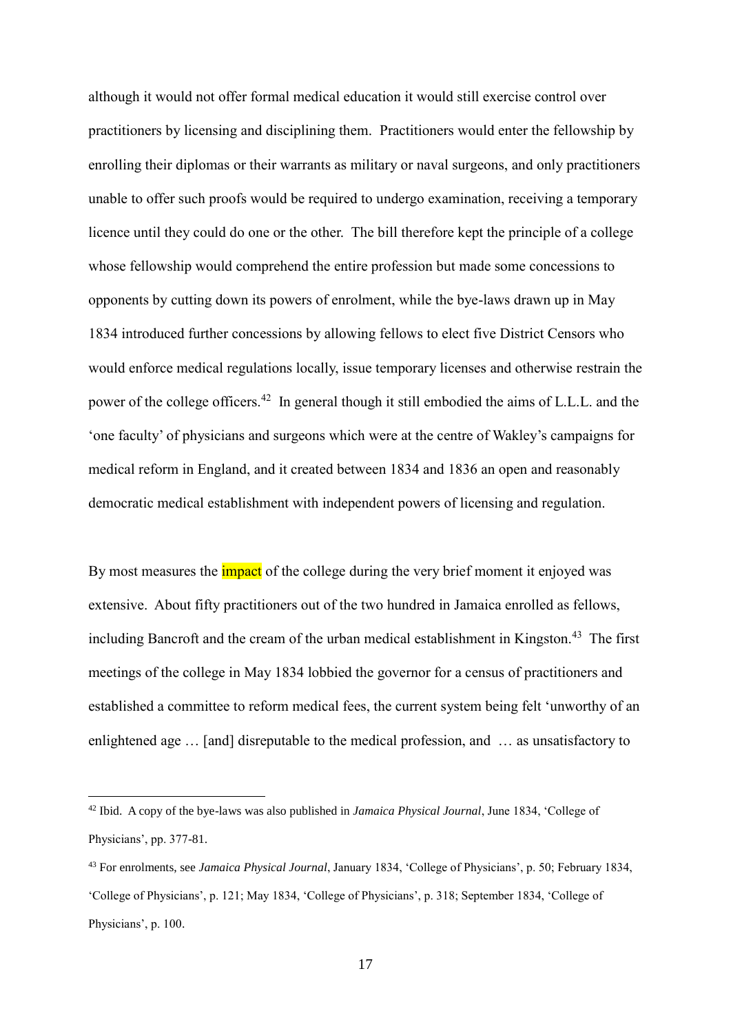although it would not offer formal medical education it would still exercise control over practitioners by licensing and disciplining them. Practitioners would enter the fellowship by enrolling their diplomas or their warrants as military or naval surgeons, and only practitioners unable to offer such proofs would be required to undergo examination, receiving a temporary licence until they could do one or the other. The bill therefore kept the principle of a college whose fellowship would comprehend the entire profession but made some concessions to opponents by cutting down its powers of enrolment, while the bye-laws drawn up in May 1834 introduced further concessions by allowing fellows to elect five District Censors who would enforce medical regulations locally, issue temporary licenses and otherwise restrain the power of the college officers.[42] In general though it still embodied the aims of L.L.L. and the 'one faculty' of physicians and surgeons which were at the centre of Wakley's campaigns for medical reform in England, and it created between 1834 and 1836 an open and reasonably democratic medical establishment with independent powers of licensing and regulation.

By most measures the impact of the college during the very brief moment it enjoyed was extensive. About fifty practitioners out of the two hundred in Jamaica enrolled as fellows, including Bancroft and the cream of the urban medical establishment in Kingston.[43] The first meetings of the college in May 1834 lobbied the governor for a census of practitioners and established a committee to reform medical fees, the current system being felt 'unworthy of an enlightened age … [and] disreputable to the medical profession, and … as unsatisfactory to

---

[42] Ibid. A copy of the bye-laws was also published in *Jamaica Physical Journal*, June 1834, 'College of Physicians', pp. 377-81.

[43] For enrolments, see *Jamaica Physical Journal*, January 1834, 'College of Physicians', p. 50; February 1834, 'College of Physicians', p. 121; May 1834, 'College of Physicians', p. 318; September 1834, 'College of Physicians', p. 100.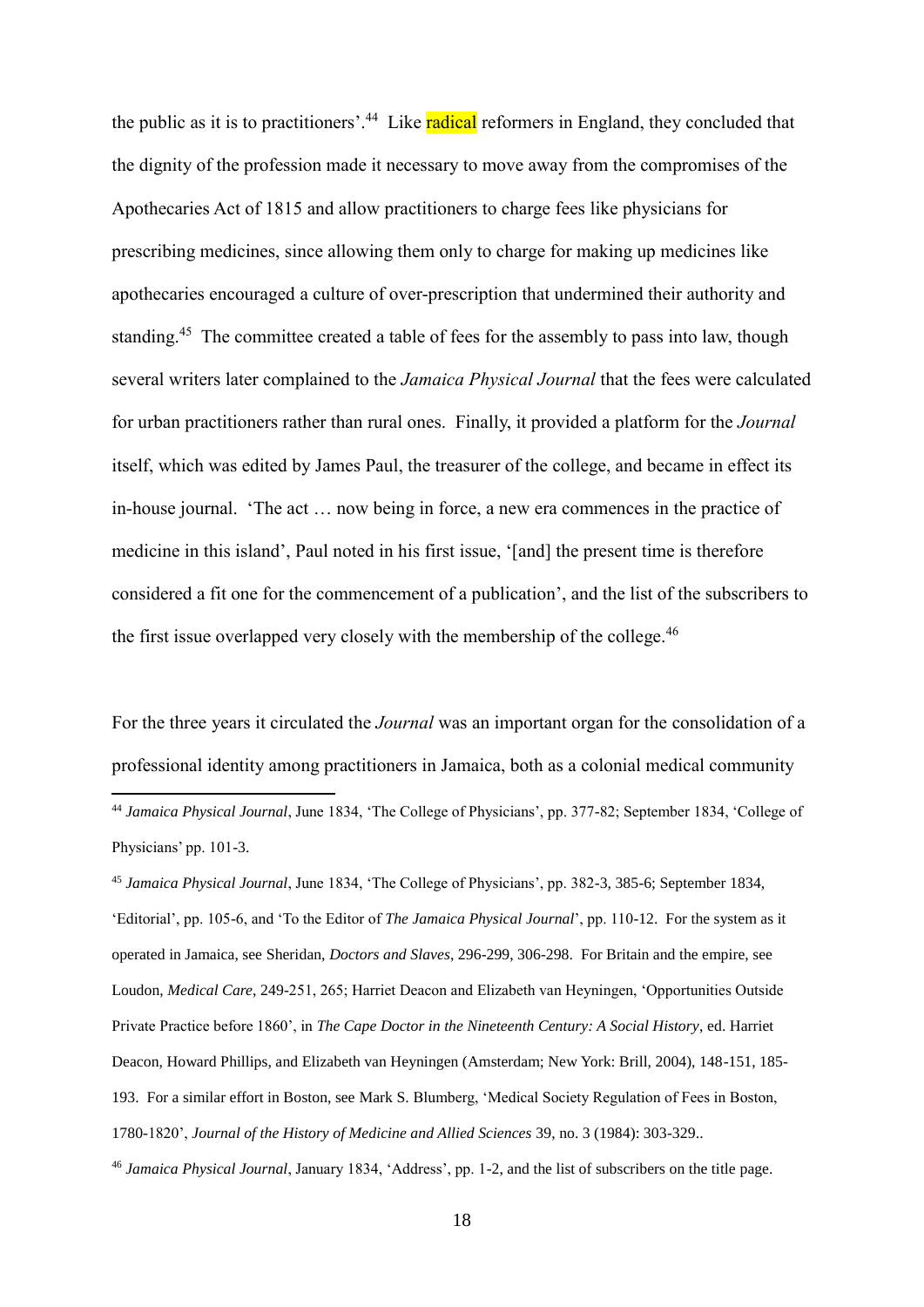the public as it is to practitioners'.[44] Like radical reformers in England, they concluded that the dignity of the profession made it necessary to move away from the compromises of the Apothecaries Act of 1815 and allow practitioners to charge fees like physicians for prescribing medicines, since allowing them only to charge for making up medicines like apothecaries encouraged a culture of over-prescription that undermined their authority and standing.[45] The committee created a table of fees for the assembly to pass into law, though several writers later complained to the *Jamaica Physical Journal* that the fees were calculated for urban practitioners rather than rural ones. Finally, it provided a platform for the *Journal* itself, which was edited by James Paul, the treasurer of the college, and became in effect its in-house journal. 'The act … now being in force, a new era commences in the practice of medicine in this island', Paul noted in his first issue, '[and] the present time is therefore considered a fit one for the commencement of a publication', and the list of the subscribers to the first issue overlapped very closely with the membership of the college.[46]

For the three years it circulated the *Journal* was an important organ for the consolidation of a professional identity among practitioners in Jamaica, both as a colonial medical community

---

[44] *Jamaica Physical Journal*, June 1834, 'The College of Physicians', pp. 377-82; September 1834, 'College of Physicians' pp. 101-3.

[45] *Jamaica Physical Journal*, June 1834, 'The College of Physicians', pp. 382-3, 385-6; September 1834, 'Editorial', pp. 105-6, and 'To the Editor of *The Jamaica Physical Journal*', pp. 110-12. For the system as it operated in Jamaica, see Sheridan, *Doctors and Slaves*, 296-299, 306-298. For Britain and the empire, see Loudon, *Medical Care*, 249-251, 265; Harriet Deacon and Elizabeth van Heyningen, 'Opportunities Outside Private Practice before 1860', in *The Cape Doctor in the Nineteenth Century: A Social History*, ed. Harriet Deacon, Howard Phillips, and Elizabeth van Heyningen (Amsterdam; New York: Brill, 2004), 148-151, 185-193. For a similar effort in Boston, see Mark S. Blumberg, 'Medical Society Regulation of Fees in Boston, 1780-1820', *Journal of the History of Medicine and Allied Sciences* 39, no. 3 (1984): 303-329..

[46] *Jamaica Physical Journal*, January 1834, 'Address', pp. 1-2, and the list of subscribers on the title page.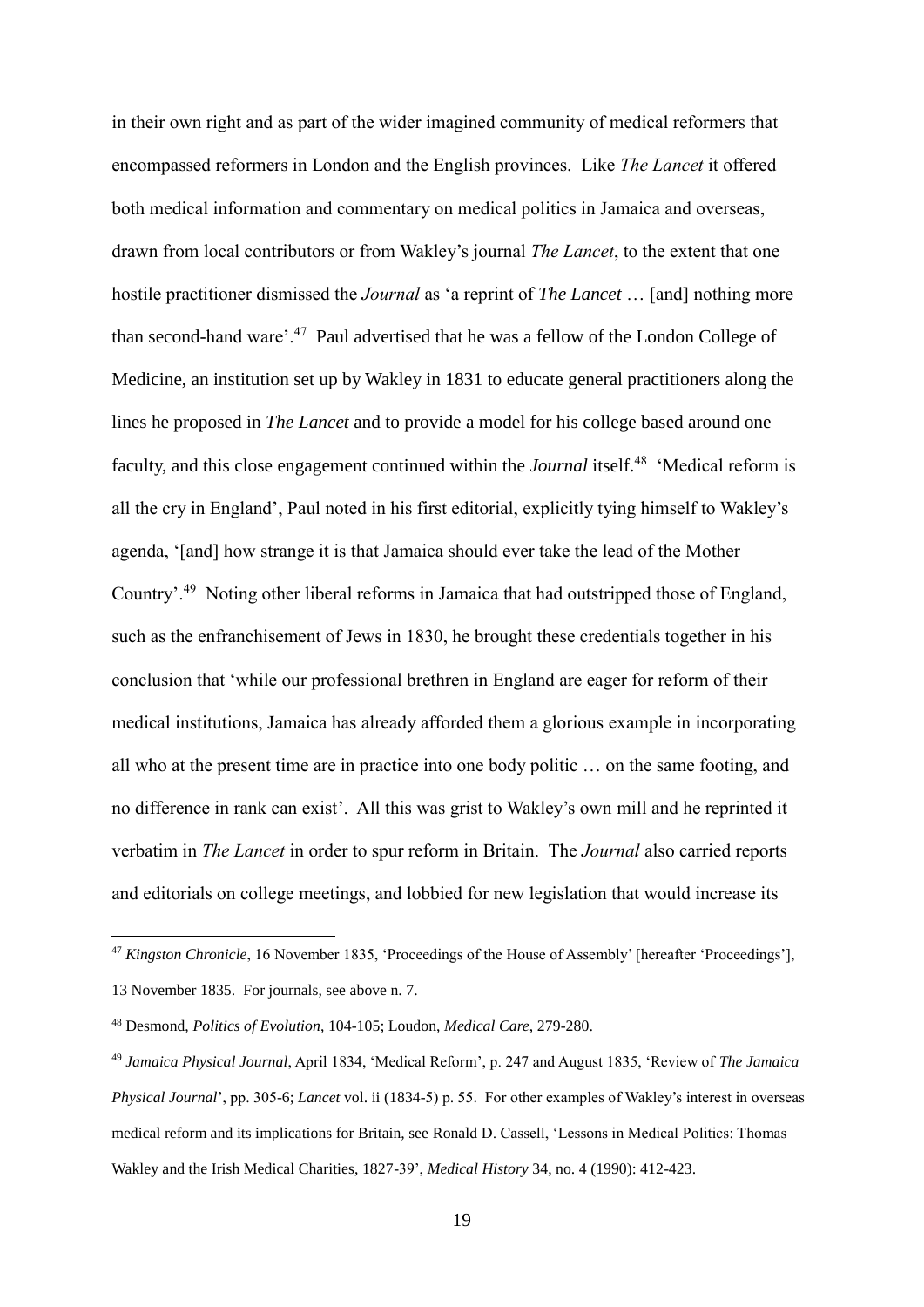in their own right and as part of the wider imagined community of medical reformers that encompassed reformers in London and the English provinces. Like *The Lancet* it offered both medical information and commentary on medical politics in Jamaica and overseas, drawn from local contributors or from Wakley's journal *The Lancet*, to the extent that one hostile practitioner dismissed the *Journal* as 'a reprint of *The Lancet* … [and] nothing more than second-hand ware'.[47] Paul advertised that he was a fellow of the London College of Medicine, an institution set up by Wakley in 1831 to educate general practitioners along the lines he proposed in *The Lancet* and to provide a model for his college based around one faculty, and this close engagement continued within the *Journal* itself.[48] 'Medical reform is all the cry in England', Paul noted in his first editorial, explicitly tying himself to Wakley's agenda, '[and] how strange it is that Jamaica should ever take the lead of the Mother Country'.[49] Noting other liberal reforms in Jamaica that had outstripped those of England, such as the enfranchisement of Jews in 1830, he brought these credentials together in his conclusion that 'while our professional brethren in England are eager for reform of their medical institutions, Jamaica has already afforded them a glorious example in incorporating all who at the present time are in practice into one body politic … on the same footing, and no difference in rank can exist'. All this was grist to Wakley's own mill and he reprinted it verbatim in *The Lancet* in order to spur reform in Britain. The *Journal* also carried reports and editorials on college meetings, and lobbied for new legislation that would increase its

---

[47] *Kingston Chronicle*, 16 November 1835, 'Proceedings of the House of Assembly' [hereafter 'Proceedings'], 13 November 1835. For journals, see above n. 7.

[48] Desmond, *Politics of Evolution*, 104-105; Loudon, *Medical Care*, 279-280.

[49] *Jamaica Physical Journal*, April 1834, 'Medical Reform', p. 247 and August 1835, 'Review of *The Jamaica Physical Journal*', pp. 305-6; *Lancet* vol. ii (1834-5) p. 55. For other examples of Wakley's interest in overseas medical reform and its implications for Britain, see Ronald D. Cassell, 'Lessons in Medical Politics: Thomas Wakley and the Irish Medical Charities, 1827-39', *Medical History* 34, no. 4 (1990): 412-423.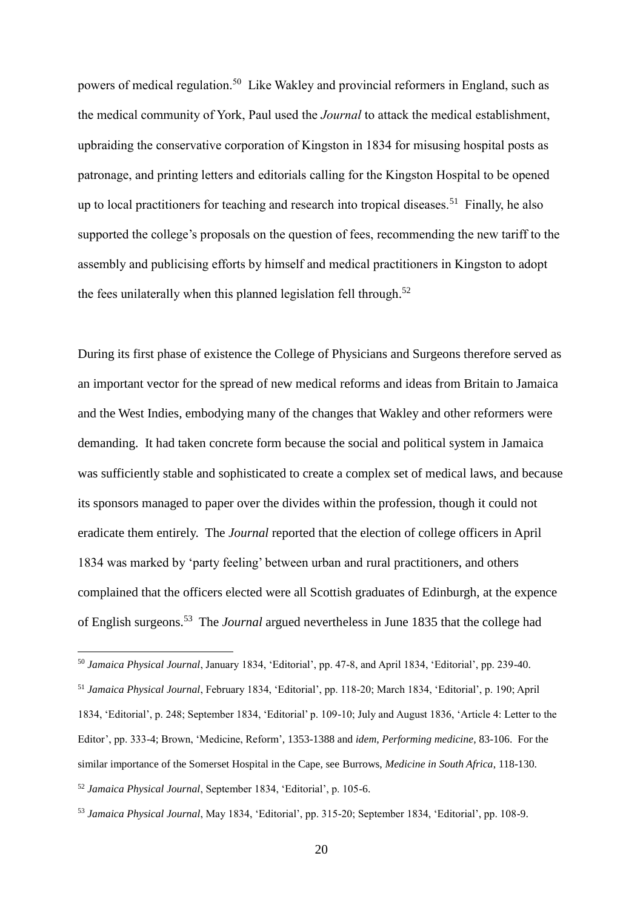powers of medical regulation.[50] Like Wakley and provincial reformers in England, such as the medical community of York, Paul used the *Journal* to attack the medical establishment, upbraiding the conservative corporation of Kingston in 1834 for misusing hospital posts as patronage, and printing letters and editorials calling for the Kingston Hospital to be opened up to local practitioners for teaching and research into tropical diseases.[51] Finally, he also supported the college's proposals on the question of fees, recommending the new tariff to the assembly and publicising efforts by himself and medical practitioners in Kingston to adopt the fees unilaterally when this planned legislation fell through.[52]

During its first phase of existence the College of Physicians and Surgeons therefore served as an important vector for the spread of new medical reforms and ideas from Britain to Jamaica and the West Indies, embodying many of the changes that Wakley and other reformers were demanding. It had taken concrete form because the social and political system in Jamaica was sufficiently stable and sophisticated to create a complex set of medical laws, and because its sponsors managed to paper over the divides within the profession, though it could not eradicate them entirely. The *Journal* reported that the election of college officers in April 1834 was marked by 'party feeling' between urban and rural practitioners, and others complained that the officers elected were all Scottish graduates of Edinburgh, at the expence of English surgeons.[53] The *Journal* argued nevertheless in June 1835 that the college had

---

[50] *Jamaica Physical Journal*, January 1834, 'Editorial', pp. 47-8, and April 1834, 'Editorial', pp. 239-40.

[51] *Jamaica Physical Journal*, February 1834, 'Editorial', pp. 118-20; March 1834, 'Editorial', p. 190; April 1834, 'Editorial', p. 248; September 1834, 'Editorial' p. 109-10; July and August 1836, 'Article 4: Letter to the Editor', pp. 333-4; Brown, 'Medicine, Reform', 1353-1388 and *idem*, *Performing medicine*, 83-106. For the similar importance of the Somerset Hospital in the Cape, see Burrows, *Medicine in South Africa*, 118-130.

[52] *Jamaica Physical Journal*, September 1834, 'Editorial', p. 105-6.

[53] *Jamaica Physical Journal*, May 1834, 'Editorial', pp. 315-20; September 1834, 'Editorial', pp. 108-9.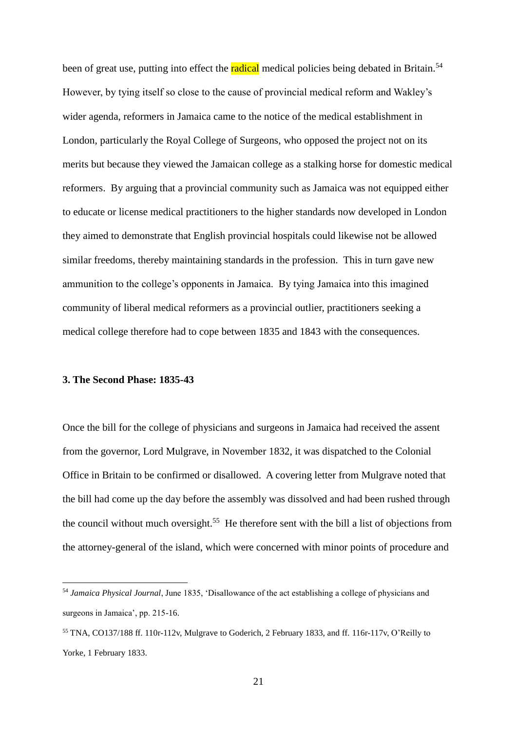been of great use, putting into effect the radical medical policies being debated in Britain.[54] However, by tying itself so close to the cause of provincial medical reform and Wakley's wider agenda, reformers in Jamaica came to the notice of the medical establishment in London, particularly the Royal College of Surgeons, who opposed the project not on its merits but because they viewed the Jamaican college as a stalking horse for domestic medical reformers. By arguing that a provincial community such as Jamaica was not equipped either to educate or license medical practitioners to the higher standards now developed in London they aimed to demonstrate that English provincial hospitals could likewise not be allowed similar freedoms, thereby maintaining standards in the profession. This in turn gave new ammunition to the college's opponents in Jamaica. By tying Jamaica into this imagined community of liberal medical reformers as a provincial outlier, practitioners seeking a medical college therefore had to cope between 1835 and 1843 with the consequences.

### 3. The Second Phase: 1835-43

Once the bill for the college of physicians and surgeons in Jamaica had received the assent from the governor, Lord Mulgrave, in November 1832, it was dispatched to the Colonial Office in Britain to be confirmed or disallowed. A covering letter from Mulgrave noted that the bill had come up the day before the assembly was dissolved and had been rushed through the council without much oversight.[55] He therefore sent with the bill a list of objections from the attorney-general of the island, which were concerned with minor points of procedure and

---

[54] *Jamaica Physical Journal*, June 1835, 'Disallowance of the act establishing a college of physicians and surgeons in Jamaica', pp. 215-16.

[55] TNA, CO137/188 ff. 110r-112v, Mulgrave to Goderich, 2 February 1833, and ff. 116r-117v, O'Reilly to Yorke, 1 February 1833.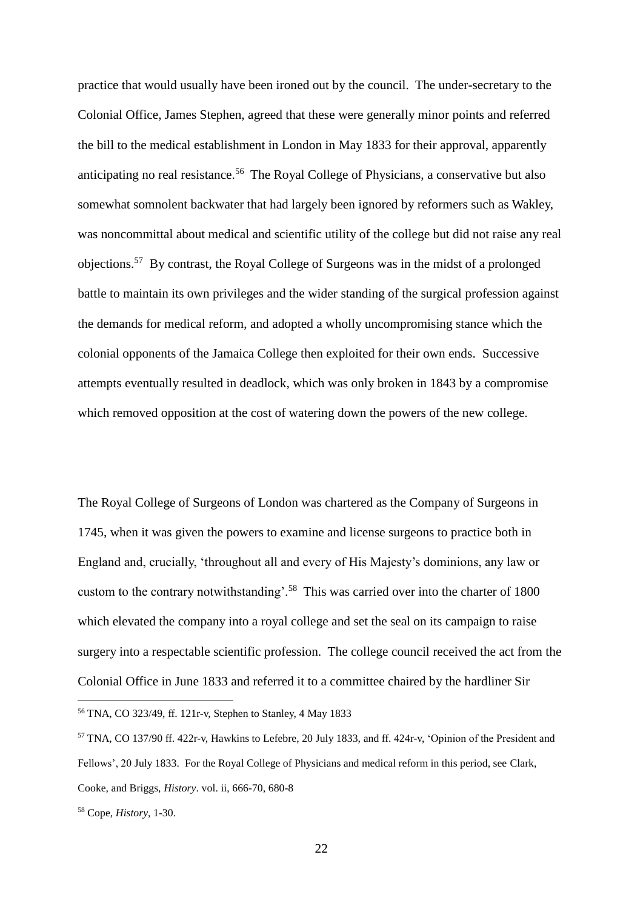practice that would usually have been ironed out by the council. The under-secretary to the Colonial Office, James Stephen, agreed that these were generally minor points and referred the bill to the medical establishment in London in May 1833 for their approval, apparently anticipating no real resistance.[56] The Royal College of Physicians, a conservative but also somewhat somnolent backwater that had largely been ignored by reformers such as Wakley, was noncommittal about medical and scientific utility of the college but did not raise any real objections.[57] By contrast, the Royal College of Surgeons was in the midst of a prolonged battle to maintain its own privileges and the wider standing of the surgical profession against the demands for medical reform, and adopted a wholly uncompromising stance which the colonial opponents of the Jamaica College then exploited for their own ends. Successive attempts eventually resulted in deadlock, which was only broken in 1843 by a compromise which removed opposition at the cost of watering down the powers of the new college.

The Royal College of Surgeons of London was chartered as the Company of Surgeons in 1745, when it was given the powers to examine and license surgeons to practice both in England and, crucially, 'throughout all and every of His Majesty's dominions, any law or custom to the contrary notwithstanding'.[58] This was carried over into the charter of 1800 which elevated the company into a royal college and set the seal on its campaign to raise surgery into a respectable scientific profession. The college council received the act from the Colonial Office in June 1833 and referred it to a committee chaired by the hardliner Sir

[56] TNA, CO 323/49, ff. 121r-v, Stephen to Stanley, 4 May 1833

[57] TNA, CO 137/90 ff. 422r-v, Hawkins to Lefebre, 20 July 1833, and ff. 424r-v, 'Opinion of the President and Fellows', 20 July 1833. For the Royal College of Physicians and medical reform in this period, see Clark, Cooke, and Briggs, *History*. vol. ii, 666-70, 680-8

[58] Cope, *History*, 1-30.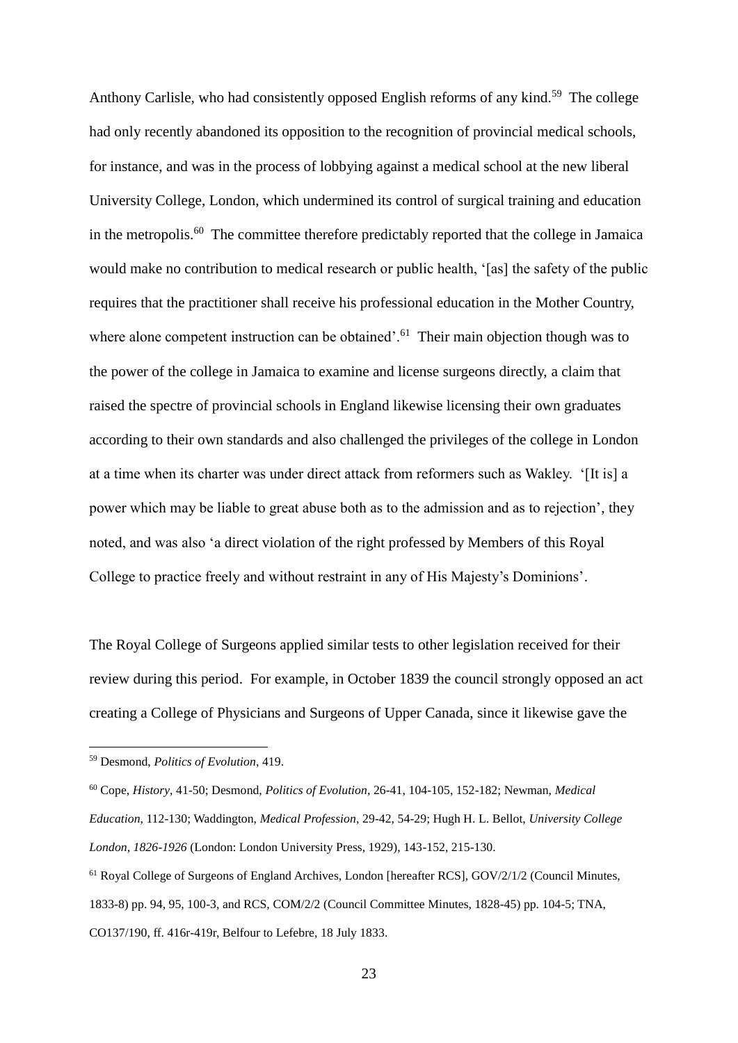Anthony Carlisle, who had consistently opposed English reforms of any kind.[59] The college had only recently abandoned its opposition to the recognition of provincial medical schools, for instance, and was in the process of lobbying against a medical school at the new liberal University College, London, which undermined its control of surgical training and education in the metropolis.[60] The committee therefore predictably reported that the college in Jamaica would make no contribution to medical research or public health, '[as] the safety of the public requires that the practitioner shall receive his professional education in the Mother Country, where alone competent instruction can be obtained'.[61] Their main objection though was to the power of the college in Jamaica to examine and license surgeons directly, a claim that raised the spectre of provincial schools in England likewise licensing their own graduates according to their own standards and also challenged the privileges of the college in London at a time when its charter was under direct attack from reformers such as Wakley. '[It is] a power which may be liable to great abuse both as to the admission and as to rejection', they noted, and was also 'a direct violation of the right professed by Members of this Royal College to practice freely and without restraint in any of His Majesty's Dominions'.

The Royal College of Surgeons applied similar tests to other legislation received for their review during this period. For example, in October 1839 the council strongly opposed an act creating a College of Physicians and Surgeons of Upper Canada, since it likewise gave the

---

[59] Desmond, *Politics of Evolution*, 419.

[60] Cope, *History*, 41-50; Desmond, *Politics of Evolution*, 26-41, 104-105, 152-182; Newman, *Medical Education*, 112-130; Waddington, *Medical Profession*, 29-42, 54-29; Hugh H. L. Bellot, *University College London, 1826-1926* (London: London University Press, 1929), 143-152, 215-130.

[61] Royal College of Surgeons of England Archives, London [hereafter RCS], GOV/2/1/2 (Council Minutes, 1833-8) pp. 94, 95, 100-3, and RCS, COM/2/2 (Council Committee Minutes, 1828-45) pp. 104-5; TNA, CO137/190, ff. 416r-419r, Belfour to Lefebre, 18 July 1833.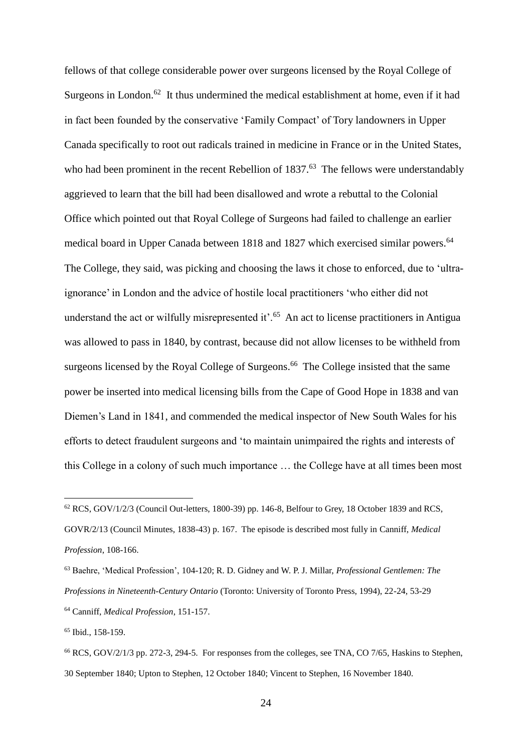fellows of that college considerable power over surgeons licensed by the Royal College of Surgeons in London.[62] It thus undermined the medical establishment at home, even if it had in fact been founded by the conservative 'Family Compact' of Tory landowners in Upper Canada specifically to root out radicals trained in medicine in France or in the United States, who had been prominent in the recent Rebellion of 1837.[63] The fellows were understandably aggrieved to learn that the bill had been disallowed and wrote a rebuttal to the Colonial Office which pointed out that Royal College of Surgeons had failed to challenge an earlier medical board in Upper Canada between 1818 and 1827 which exercised similar powers.[64] The College, they said, was picking and choosing the laws it chose to enforced, due to 'ultra-ignorance' in London and the advice of hostile local practitioners 'who either did not understand the act or wilfully misrepresented it'.[65] An act to license practitioners in Antigua was allowed to pass in 1840, by contrast, because did not allow licenses to be withheld from surgeons licensed by the Royal College of Surgeons.[66] The College insisted that the same power be inserted into medical licensing bills from the Cape of Good Hope in 1838 and van Diemen's Land in 1841, and commended the medical inspector of New South Wales for his efforts to detect fraudulent surgeons and 'to maintain unimpaired the rights and interests of this College in a colony of such much importance … the College have at all times been most

---

[62] RCS, GOV/1/2/3 (Council Out-letters, 1800-39) pp. 146-8, Belfour to Grey, 18 October 1839 and RCS, GOVR/2/13 (Council Minutes, 1838-43) p. 167. The episode is described most fully in Canniff, *Medical Profession*, 108-166.

[63] Baehre, 'Medical Profession', 104-120; R. D. Gidney and W. P. J. Millar, *Professional Gentlemen: The Professions in Nineteenth-Century Ontario* (Toronto: University of Toronto Press, 1994), 22-24, 53-29

[64] Canniff, *Medical Profession*, 151-157.

[65] Ibid., 158-159.

[66] RCS, GOV/2/1/3 pp. 272-3, 294-5. For responses from the colleges, see TNA, CO 7/65, Haskins to Stephen, 30 September 1840; Upton to Stephen, 12 October 1840; Vincent to Stephen, 16 November 1840.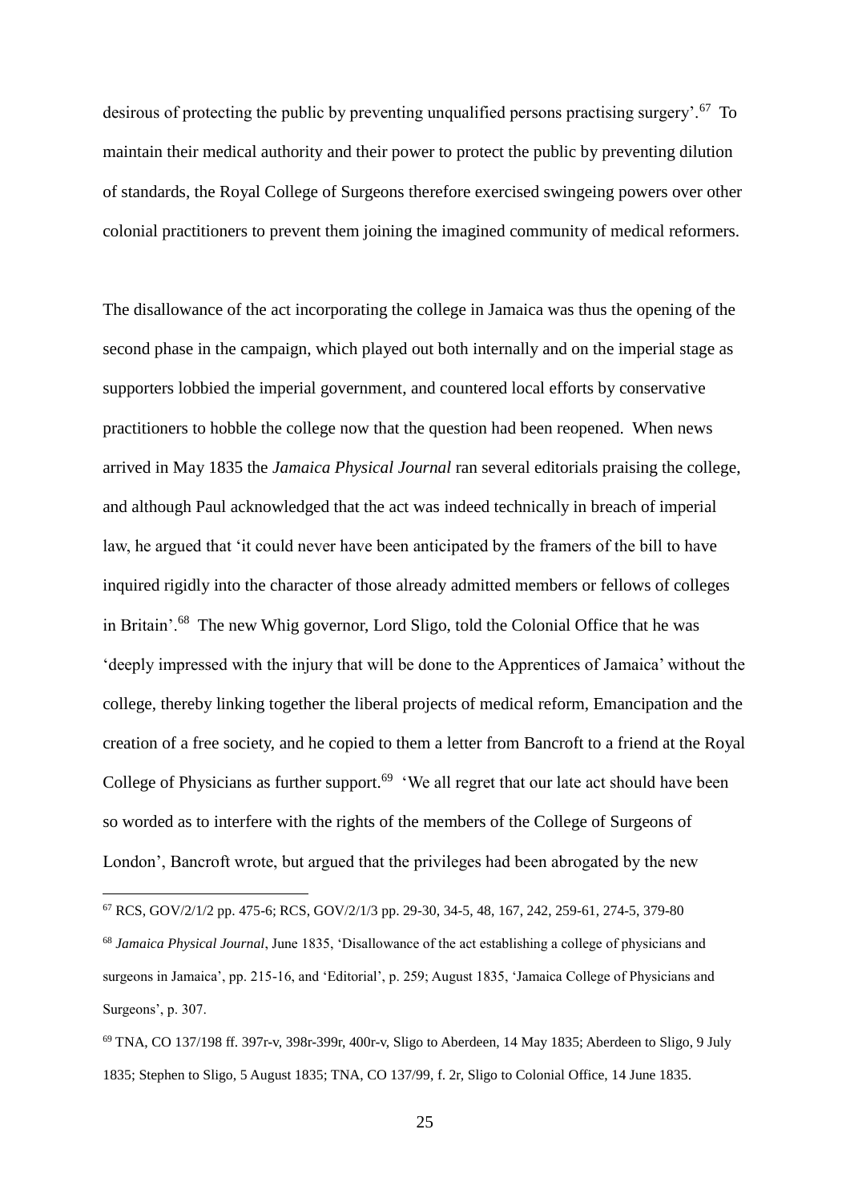desirous of protecting the public by preventing unqualified persons practising surgery'.[67] To maintain their medical authority and their power to protect the public by preventing dilution of standards, the Royal College of Surgeons therefore exercised swingeing powers over other colonial practitioners to prevent them joining the imagined community of medical reformers.

The disallowance of the act incorporating the college in Jamaica was thus the opening of the second phase in the campaign, which played out both internally and on the imperial stage as supporters lobbied the imperial government, and countered local efforts by conservative practitioners to hobble the college now that the question had been reopened. When news arrived in May 1835 the *Jamaica Physical Journal* ran several editorials praising the college, and although Paul acknowledged that the act was indeed technically in breach of imperial law, he argued that 'it could never have been anticipated by the framers of the bill to have inquired rigidly into the character of those already admitted members or fellows of colleges in Britain'.[68] The new Whig governor, Lord Sligo, told the Colonial Office that he was 'deeply impressed with the injury that will be done to the Apprentices of Jamaica' without the college, thereby linking together the liberal projects of medical reform, Emancipation and the creation of a free society, and he copied to them a letter from Bancroft to a friend at the Royal College of Physicians as further support.[69] 'We all regret that our late act should have been so worded as to interfere with the rights of the members of the College of Surgeons of London', Bancroft wrote, but argued that the privileges had been abrogated by the new

---

[67] RCS, GOV/2/1/2 pp. 475-6; RCS, GOV/2/1/3 pp. 29-30, 34-5, 48, 167, 242, 259-61, 274-5, 379-80

[68] *Jamaica Physical Journal*, June 1835, 'Disallowance of the act establishing a college of physicians and surgeons in Jamaica', pp. 215-16, and 'Editorial', p. 259; August 1835, 'Jamaica College of Physicians and Surgeons', p. 307.

[69] TNA, CO 137/198 ff. 397r-v, 398r-399r, 400r-v, Sligo to Aberdeen, 14 May 1835; Aberdeen to Sligo, 9 July 1835; Stephen to Sligo, 5 August 1835; TNA, CO 137/99, f. 2r, Sligo to Colonial Office, 14 June 1835.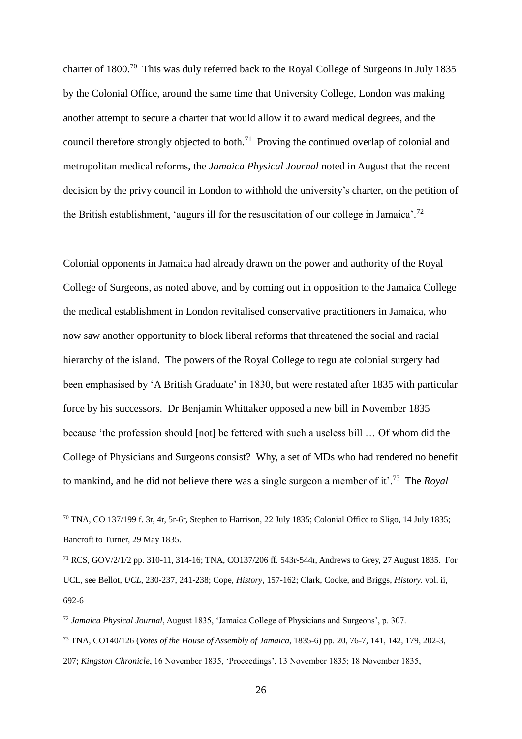charter of 1800.[70] This was duly referred back to the Royal College of Surgeons in July 1835 by the Colonial Office, around the same time that University College, London was making another attempt to secure a charter that would allow it to award medical degrees, and the council therefore strongly objected to both.[71] Proving the continued overlap of colonial and metropolitan medical reforms, the *Jamaica Physical Journal* noted in August that the recent decision by the privy council in London to withhold the university's charter, on the petition of the British establishment, 'augurs ill for the resuscitation of our college in Jamaica'.[72]

Colonial opponents in Jamaica had already drawn on the power and authority of the Royal College of Surgeons, as noted above, and by coming out in opposition to the Jamaica College the medical establishment in London revitalised conservative practitioners in Jamaica, who now saw another opportunity to block liberal reforms that threatened the social and racial hierarchy of the island. The powers of the Royal College to regulate colonial surgery had been emphasised by 'A British Graduate' in 1830, but were restated after 1835 with particular force by his successors. Dr Benjamin Whittaker opposed a new bill in November 1835 because 'the profession should [not] be fettered with such a useless bill … Of whom did the College of Physicians and Surgeons consist? Why, a set of MDs who had rendered no benefit to mankind, and he did not believe there was a single surgeon a member of it'.[73] The *Royal*

---

[70] TNA, CO 137/199 f. 3r, 4r, 5r-6r, Stephen to Harrison, 22 July 1835; Colonial Office to Sligo, 14 July 1835; Bancroft to Turner, 29 May 1835.

[71] RCS, GOV/2/1/2 pp. 310-11, 314-16; TNA, CO137/206 ff. 543r-544r, Andrews to Grey, 27 August 1835. For UCL, see Bellot, *UCL*, 230-237, 241-238; Cope, *History*, 157-162; Clark, Cooke, and Briggs, *History*. vol. ii, 692-6

[72] *Jamaica Physical Journal*, August 1835, 'Jamaica College of Physicians and Surgeons', p. 307.

[73] TNA, CO140/126 (*Votes of the House of Assembly of Jamaica*, 1835-6) pp. 20, 76-7, 141, 142, 179, 202-3, 207; *Kingston Chronicle*, 16 November 1835, 'Proceedings', 13 November 1835; 18 November 1835,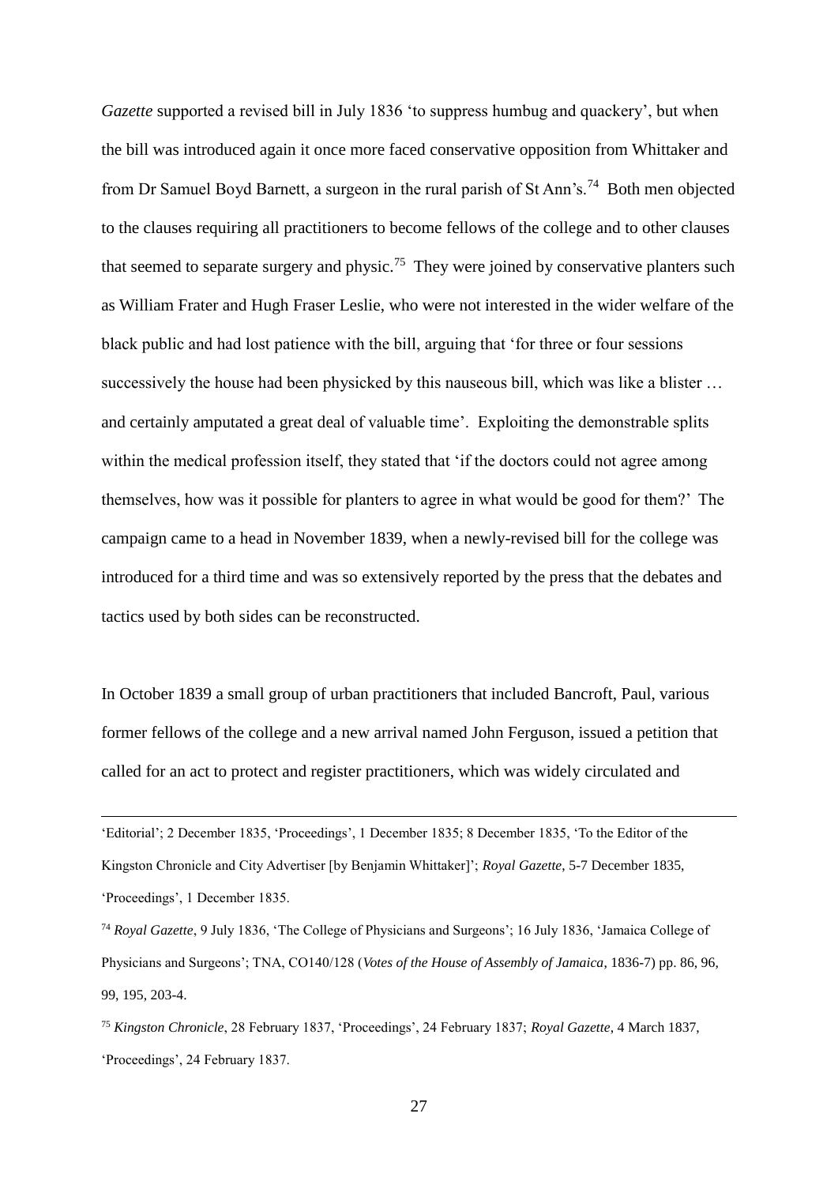*Gazette* supported a revised bill in July 1836 'to suppress humbug and quackery', but when the bill was introduced again it once more faced conservative opposition from Whittaker and from Dr Samuel Boyd Barnett, a surgeon in the rural parish of St Ann's.[74] Both men objected to the clauses requiring all practitioners to become fellows of the college and to other clauses that seemed to separate surgery and physic.[75] They were joined by conservative planters such as William Frater and Hugh Fraser Leslie, who were not interested in the wider welfare of the black public and had lost patience with the bill, arguing that 'for three or four sessions successively the house had been physicked by this nauseous bill, which was like a blister … and certainly amputated a great deal of valuable time'. Exploiting the demonstrable splits within the medical profession itself, they stated that 'if the doctors could not agree among themselves, how was it possible for planters to agree in what would be good for them?' The campaign came to a head in November 1839, when a newly-revised bill for the college was introduced for a third time and was so extensively reported by the press that the debates and tactics used by both sides can be reconstructed.

In October 1839 a small group of urban practitioners that included Bancroft, Paul, various former fellows of the college and a new arrival named John Ferguson, issued a petition that called for an act to protect and register practitioners, which was widely circulated and

---

'Editorial'; 2 December 1835, 'Proceedings', 1 December 1835; 8 December 1835, 'To the Editor of the Kingston Chronicle and City Advertiser [by Benjamin Whittaker]'; *Royal Gazette*, 5-7 December 1835, 'Proceedings', 1 December 1835.

[74] *Royal Gazette*, 9 July 1836, 'The College of Physicians and Surgeons'; 16 July 1836, 'Jamaica College of Physicians and Surgeons'; TNA, CO140/128 (*Votes of the House of Assembly of Jamaica*, 1836-7) pp. 86, 96, 99, 195, 203-4.

[75] *Kingston Chronicle*, 28 February 1837, 'Proceedings', 24 February 1837; *Royal Gazette*, 4 March 1837, 'Proceedings', 24 February 1837.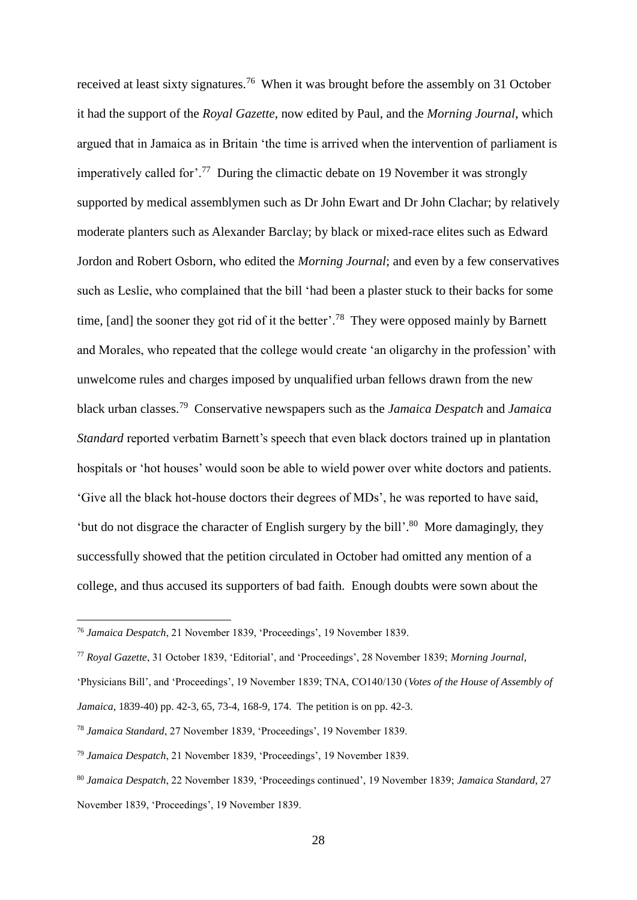received at least sixty signatures.[76] When it was brought before the assembly on 31 October it had the support of the *Royal Gazette*, now edited by Paul, and the *Morning Journal*, which argued that in Jamaica as in Britain 'the time is arrived when the intervention of parliament is imperatively called for'.[77] During the climactic debate on 19 November it was strongly supported by medical assemblymen such as Dr John Ewart and Dr John Clachar; by relatively moderate planters such as Alexander Barclay; by black or mixed-race elites such as Edward Jordon and Robert Osborn, who edited the *Morning Journal*; and even by a few conservatives such as Leslie, who complained that the bill 'had been a plaster stuck to their backs for some time, [and] the sooner they got rid of it the better'.[78] They were opposed mainly by Barnett and Morales, who repeated that the college would create 'an oligarchy in the profession' with unwelcome rules and charges imposed by unqualified urban fellows drawn from the new black urban classes.[79] Conservative newspapers such as the *Jamaica Despatch* and *Jamaica Standard* reported verbatim Barnett's speech that even black doctors trained up in plantation hospitals or 'hot houses' would soon be able to wield power over white doctors and patients. 'Give all the black hot-house doctors their degrees of MDs', he was reported to have said, 'but do not disgrace the character of English surgery by the bill'.[80] More damagingly, they successfully showed that the petition circulated in October had omitted any mention of a college, and thus accused its supporters of bad faith. Enough doubts were sown about the

---

[76] *Jamaica Despatch*, 21 November 1839, 'Proceedings', 19 November 1839.

[77] *Royal Gazette*, 31 October 1839, 'Editorial', and 'Proceedings', 28 November 1839; *Morning Journal*, 'Physicians Bill', and 'Proceedings', 19 November 1839; TNA, CO140/130 (*Votes of the House of Assembly of Jamaica*, 1839-40) pp. 42-3, 65, 73-4, 168-9, 174. The petition is on pp. 42-3.

[78] *Jamaica Standard*, 27 November 1839, 'Proceedings', 19 November 1839.

[79] *Jamaica Despatch*, 21 November 1839, 'Proceedings', 19 November 1839.

[80] *Jamaica Despatch*, 22 November 1839, 'Proceedings continued', 19 November 1839; *Jamaica Standard*, 27 November 1839, 'Proceedings', 19 November 1839.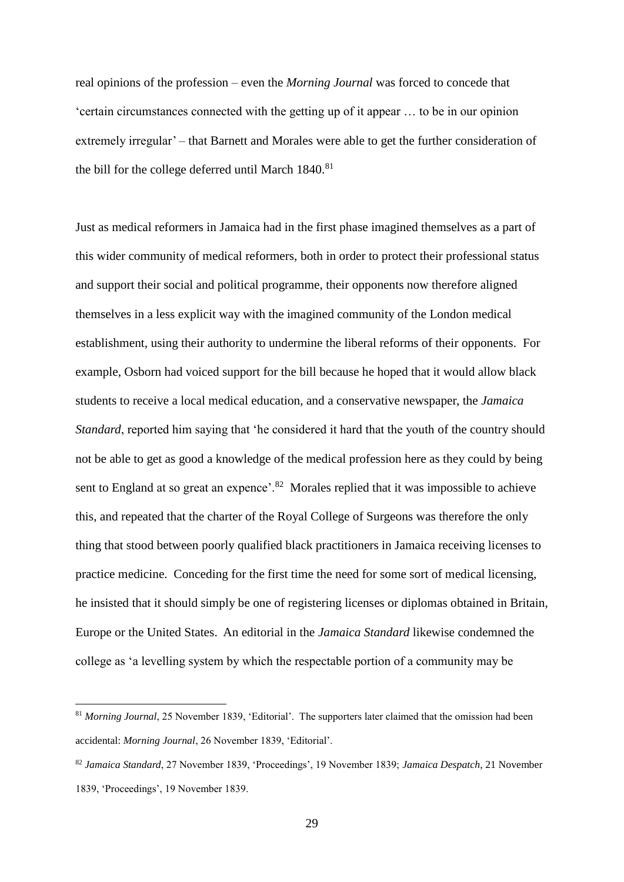real opinions of the profession – even the *Morning Journal* was forced to concede that 'certain circumstances connected with the getting up of it appear … to be in our opinion extremely irregular' – that Barnett and Morales were able to get the further consideration of the bill for the college deferred until March 1840.[81]

Just as medical reformers in Jamaica had in the first phase imagined themselves as a part of this wider community of medical reformers, both in order to protect their professional status and support their social and political programme, their opponents now therefore aligned themselves in a less explicit way with the imagined community of the London medical establishment, using their authority to undermine the liberal reforms of their opponents. For example, Osborn had voiced support for the bill because he hoped that it would allow black students to receive a local medical education, and a conservative newspaper, the *Jamaica Standard*, reported him saying that 'he considered it hard that the youth of the country should not be able to get as good a knowledge of the medical profession here as they could by being sent to England at so great an expence'.[82] Morales replied that it was impossible to achieve this, and repeated that the charter of the Royal College of Surgeons was therefore the only thing that stood between poorly qualified black practitioners in Jamaica receiving licenses to practice medicine. Conceding for the first time the need for some sort of medical licensing, he insisted that it should simply be one of registering licenses or diplomas obtained in Britain, Europe or the United States. An editorial in the *Jamaica Standard* likewise condemned the college as 'a levelling system by which the respectable portion of a community may be

---

[81] *Morning Journal*, 25 November 1839, 'Editorial'. The supporters later claimed that the omission had been accidental: *Morning Journal*, 26 November 1839, 'Editorial'.

[82] *Jamaica Standard*, 27 November 1839, 'Proceedings', 19 November 1839; *Jamaica Despatch*, 21 November 1839, 'Proceedings', 19 November 1839.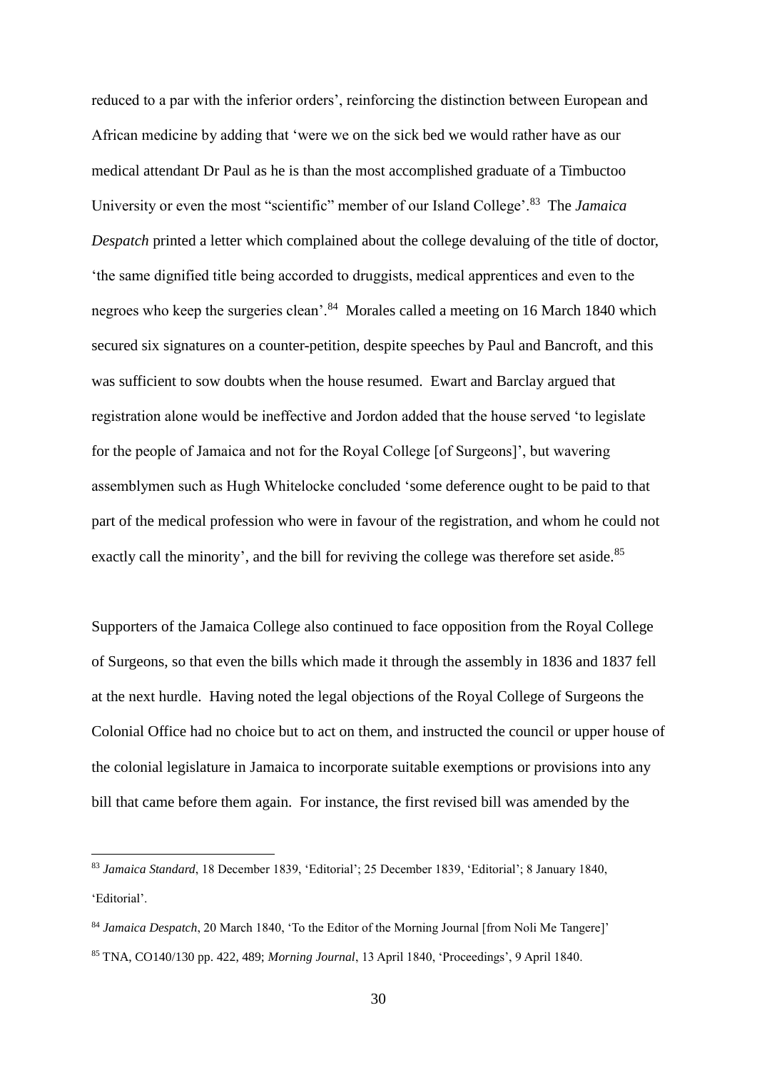reduced to a par with the inferior orders', reinforcing the distinction between European and African medicine by adding that 'were we on the sick bed we would rather have as our medical attendant Dr Paul as he is than the most accomplished graduate of a Timbuctoo University or even the most "scientific" member of our Island College'.[83] The *Jamaica Despatch* printed a letter which complained about the college devaluing of the title of doctor, 'the same dignified title being accorded to druggists, medical apprentices and even to the negroes who keep the surgeries clean'.[84] Morales called a meeting on 16 March 1840 which secured six signatures on a counter-petition, despite speeches by Paul and Bancroft, and this was sufficient to sow doubts when the house resumed. Ewart and Barclay argued that registration alone would be ineffective and Jordon added that the house served 'to legislate for the people of Jamaica and not for the Royal College [of Surgeons]', but wavering assemblymen such as Hugh Whitelocke concluded 'some deference ought to be paid to that part of the medical profession who were in favour of the registration, and whom he could not exactly call the minority', and the bill for reviving the college was therefore set aside.[85]

Supporters of the Jamaica College also continued to face opposition from the Royal College of Surgeons, so that even the bills which made it through the assembly in 1836 and 1837 fell at the next hurdle. Having noted the legal objections of the Royal College of Surgeons the Colonial Office had no choice but to act on them, and instructed the council or upper house of the colonial legislature in Jamaica to incorporate suitable exemptions or provisions into any bill that came before them again. For instance, the first revised bill was amended by the

---

[83] *Jamaica Standard*, 18 December 1839, 'Editorial'; 25 December 1839, 'Editorial'; 8 January 1840, 'Editorial'.

[84] *Jamaica Despatch*, 20 March 1840, 'To the Editor of the Morning Journal [from Noli Me Tangere]'

[85] TNA, CO140/130 pp. 422, 489; *Morning Journal*, 13 April 1840, 'Proceedings', 9 April 1840.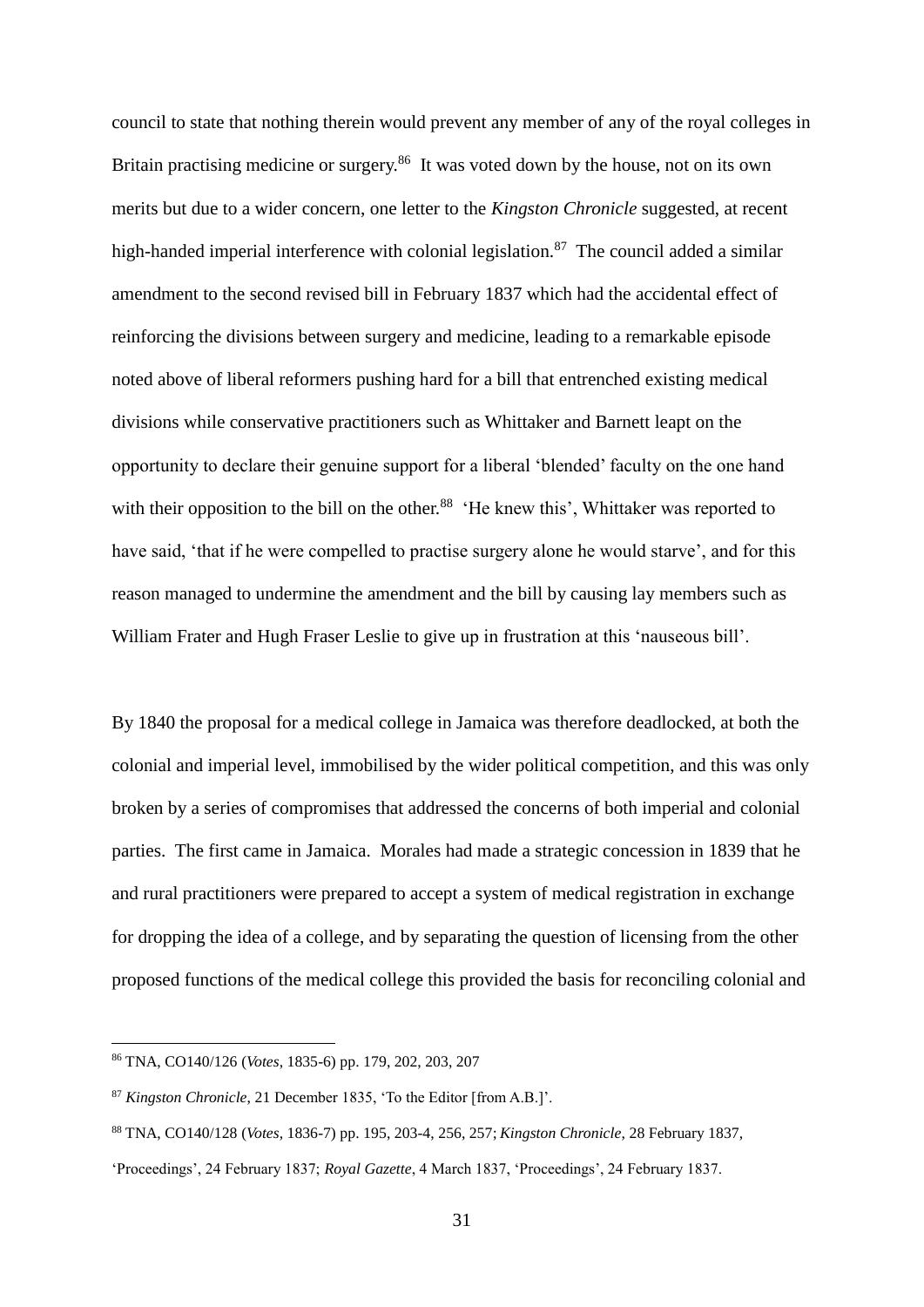council to state that nothing therein would prevent any member of any of the royal colleges in Britain practising medicine or surgery.[86] It was voted down by the house, not on its own merits but due to a wider concern, one letter to the *Kingston Chronicle* suggested, at recent high-handed imperial interference with colonial legislation.[87] The council added a similar amendment to the second revised bill in February 1837 which had the accidental effect of reinforcing the divisions between surgery and medicine, leading to a remarkable episode noted above of liberal reformers pushing hard for a bill that entrenched existing medical divisions while conservative practitioners such as Whittaker and Barnett leapt on the opportunity to declare their genuine support for a liberal 'blended' faculty on the one hand with their opposition to the bill on the other.[88] 'He knew this', Whittaker was reported to have said, 'that if he were compelled to practise surgery alone he would starve', and for this reason managed to undermine the amendment and the bill by causing lay members such as William Frater and Hugh Fraser Leslie to give up in frustration at this 'nauseous bill'.

By 1840 the proposal for a medical college in Jamaica was therefore deadlocked, at both the colonial and imperial level, immobilised by the wider political competition, and this was only broken by a series of compromises that addressed the concerns of both imperial and colonial parties. The first came in Jamaica. Morales had made a strategic concession in 1839 that he and rural practitioners were prepared to accept a system of medical registration in exchange for dropping the idea of a college, and by separating the question of licensing from the other proposed functions of the medical college this provided the basis for reconciling colonial and

---

[86] TNA, CO140/126 (*Votes*, 1835-6) pp. 179, 202, 203, 207

[87] *Kingston Chronicle*, 21 December 1835, 'To the Editor [from A.B.]'.

[88] TNA, CO140/128 (*Votes*, 1836-7) pp. 195, 203-4, 256, 257; *Kingston Chronicle*, 28 February 1837, 'Proceedings', 24 February 1837; *Royal Gazette*, 4 March 1837, 'Proceedings', 24 February 1837.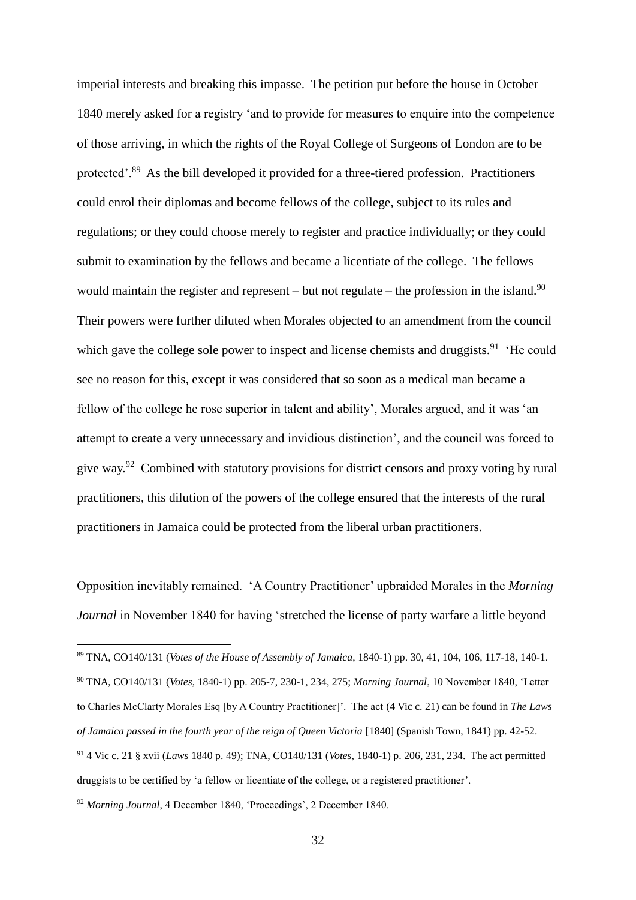imperial interests and breaking this impasse. The petition put before the house in October 1840 merely asked for a registry 'and to provide for measures to enquire into the competence of those arriving, in which the rights of the Royal College of Surgeons of London are to be protected'.[89] As the bill developed it provided for a three-tiered profession. Practitioners could enrol their diplomas and become fellows of the college, subject to its rules and regulations; or they could choose merely to register and practice individually; or they could submit to examination by the fellows and became a licentiate of the college. The fellows would maintain the register and represent – but not regulate – the profession in the island.[90] Their powers were further diluted when Morales objected to an amendment from the council which gave the college sole power to inspect and license chemists and druggists.[91] 'He could see no reason for this, except it was considered that so soon as a medical man became a fellow of the college he rose superior in talent and ability', Morales argued, and it was 'an attempt to create a very unnecessary and invidious distinction', and the council was forced to give way.[92] Combined with statutory provisions for district censors and proxy voting by rural practitioners, this dilution of the powers of the college ensured that the interests of the rural practitioners in Jamaica could be protected from the liberal urban practitioners.

Opposition inevitably remained. 'A Country Practitioner' upbraided Morales in the *Morning Journal* in November 1840 for having 'stretched the license of party warfare a little beyond

---

[89] TNA, CO140/131 (*Votes of the House of Assembly of Jamaica*, 1840-1) pp. 30, 41, 104, 106, 117-18, 140-1.

[90] TNA, CO140/131 (*Votes*, 1840-1) pp. 205-7, 230-1, 234, 275; *Morning Journal*, 10 November 1840, 'Letter to Charles McClarty Morales Esq [by A Country Practitioner]'. The act (4 Vic c. 21) can be found in *The Laws of Jamaica passed in the fourth year of the reign of Queen Victoria* [1840] (Spanish Town, 1841) pp. 42-52.

[91] 4 Vic c. 21 § xvii (*Laws* 1840 p. 49); TNA, CO140/131 (*Votes*, 1840-1) p. 206, 231, 234. The act permitted druggists to be certified by 'a fellow or licentiate of the college, or a registered practitioner'.

[92] *Morning Journal*, 4 December 1840, 'Proceedings', 2 December 1840.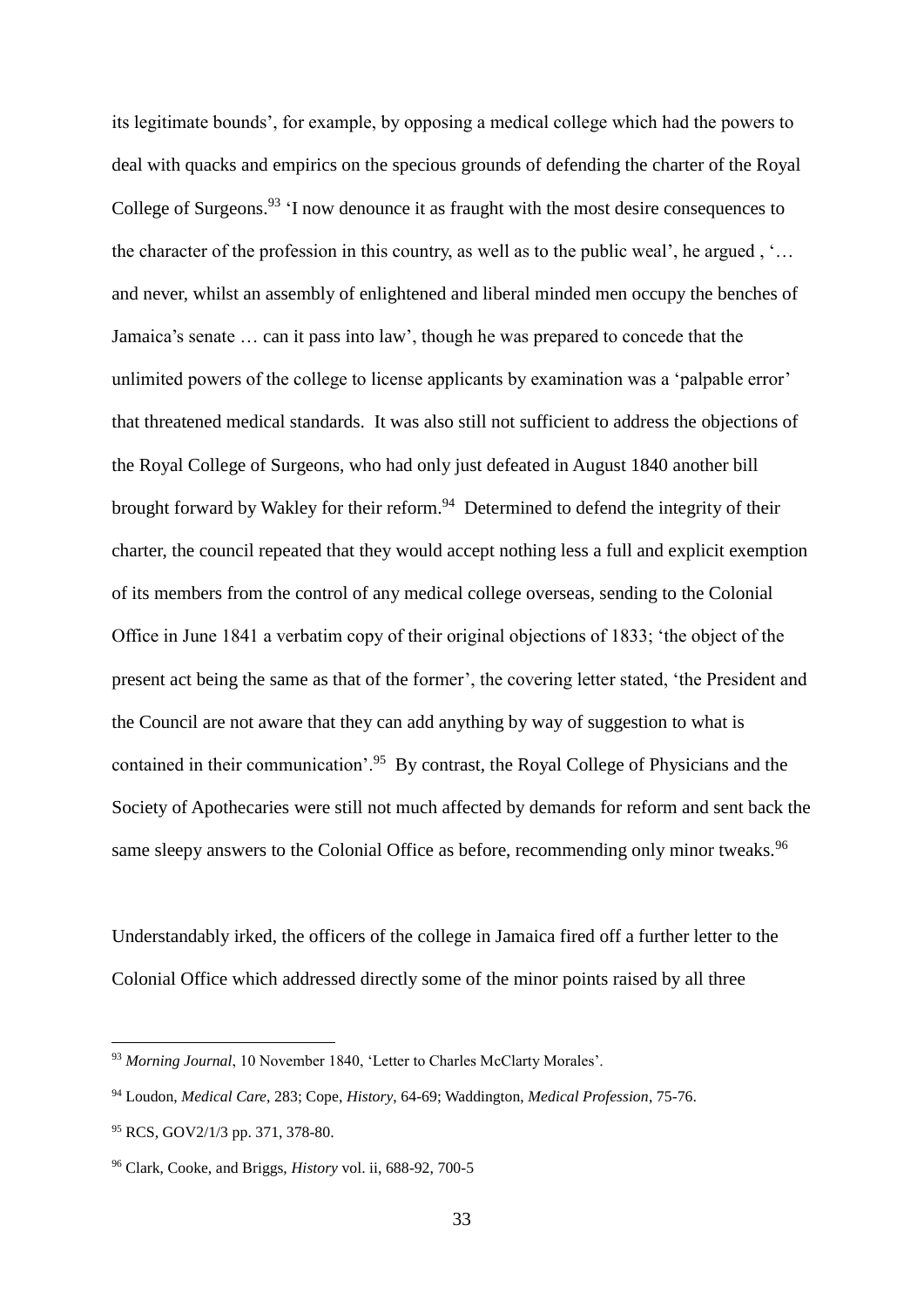its legitimate bounds', for example, by opposing a medical college which had the powers to deal with quacks and empirics on the specious grounds of defending the charter of the Royal College of Surgeons.[93] 'I now denounce it as fraught with the most desire consequences to the character of the profession in this country, as well as to the public weal', he argued , '… and never, whilst an assembly of enlightened and liberal minded men occupy the benches of Jamaica's senate … can it pass into law', though he was prepared to concede that the unlimited powers of the college to license applicants by examination was a 'palpable error' that threatened medical standards. It was also still not sufficient to address the objections of the Royal College of Surgeons, who had only just defeated in August 1840 another bill brought forward by Wakley for their reform.[94] Determined to defend the integrity of their charter, the council repeated that they would accept nothing less a full and explicit exemption of its members from the control of any medical college overseas, sending to the Colonial Office in June 1841 a verbatim copy of their original objections of 1833; 'the object of the present act being the same as that of the former', the covering letter stated, 'the President and the Council are not aware that they can add anything by way of suggestion to what is contained in their communication'.[95] By contrast, the Royal College of Physicians and the Society of Apothecaries were still not much affected by demands for reform and sent back the same sleepy answers to the Colonial Office as before, recommending only minor tweaks.[96]

Understandably irked, the officers of the college in Jamaica fired off a further letter to the Colonial Office which addressed directly some of the minor points raised by all three

---

[93] *Morning Journal*, 10 November 1840, 'Letter to Charles McClarty Morales'.

[94] Loudon, *Medical Care*, 283; Cope, *History*, 64-69; Waddington, *Medical Profession*, 75-76.

[95] RCS, GOV2/1/3 pp. 371, 378-80.

[96] Clark, Cooke, and Briggs, *History* vol. ii, 688-92, 700-5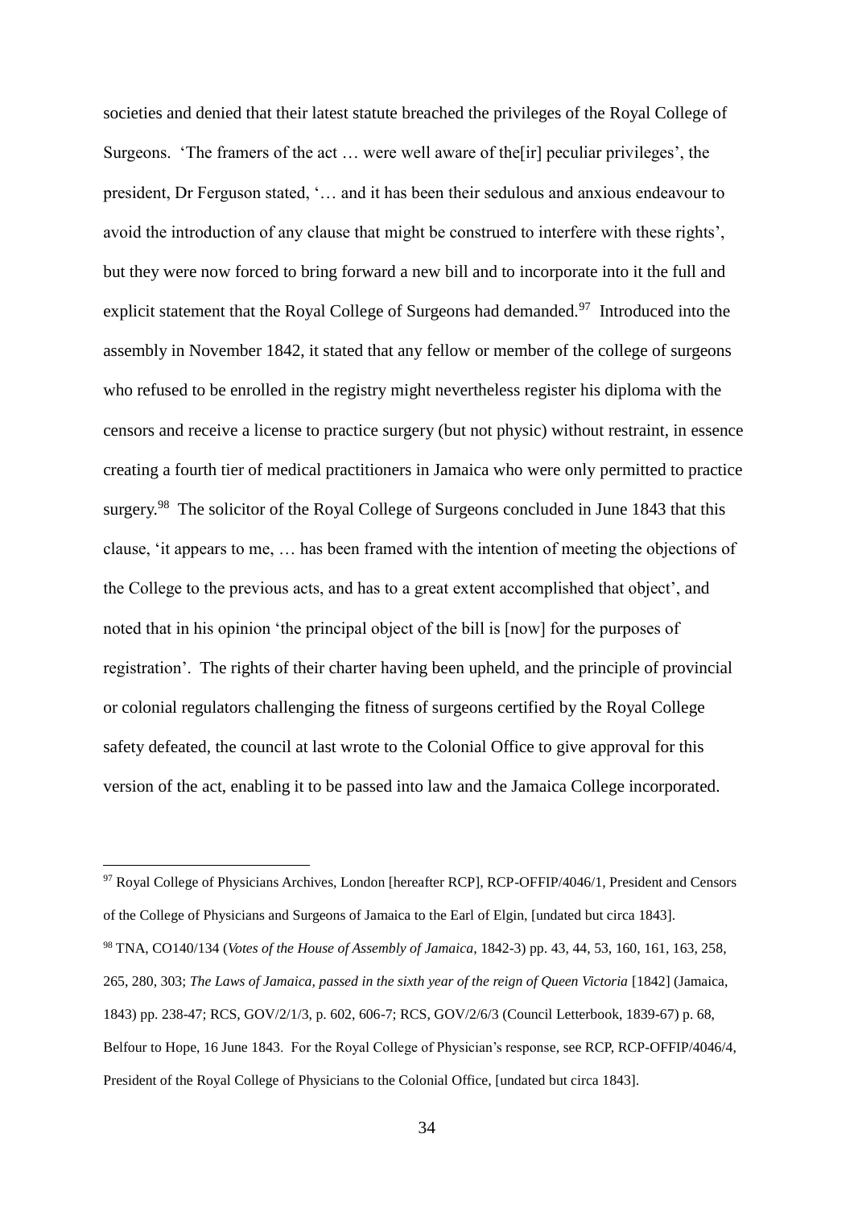societies and denied that their latest statute breached the privileges of the Royal College of Surgeons. 'The framers of the act … were well aware of the[ir] peculiar privileges', the president, Dr Ferguson stated, '… and it has been their sedulous and anxious endeavour to avoid the introduction of any clause that might be construed to interfere with these rights', but they were now forced to bring forward a new bill and to incorporate into it the full and explicit statement that the Royal College of Surgeons had demanded.[97] Introduced into the assembly in November 1842, it stated that any fellow or member of the college of surgeons who refused to be enrolled in the registry might nevertheless register his diploma with the censors and receive a license to practice surgery (but not physic) without restraint, in essence creating a fourth tier of medical practitioners in Jamaica who were only permitted to practice surgery.[98] The solicitor of the Royal College of Surgeons concluded in June 1843 that this clause, 'it appears to me, … has been framed with the intention of meeting the objections of the College to the previous acts, and has to a great extent accomplished that object', and noted that in his opinion 'the principal object of the bill is [now] for the purposes of registration'. The rights of their charter having been upheld, and the principle of provincial or colonial regulators challenging the fitness of surgeons certified by the Royal College safety defeated, the council at last wrote to the Colonial Office to give approval for this version of the act, enabling it to be passed into law and the Jamaica College incorporated.

---

[97] Royal College of Physicians Archives, London [hereafter RCP], RCP-OFFIP/4046/1, President and Censors of the College of Physicians and Surgeons of Jamaica to the Earl of Elgin, [undated but circa 1843].

[98] TNA, CO140/134 (*Votes of the House of Assembly of Jamaica*, 1842-3) pp. 43, 44, 53, 160, 161, 163, 258, 265, 280, 303; *The Laws of Jamaica, passed in the sixth year of the reign of Queen Victoria* [1842] (Jamaica, 1843) pp. 238-47; RCS, GOV/2/1/3, p. 602, 606-7; RCS, GOV/2/6/3 (Council Letterbook, 1839-67) p. 68, Belfour to Hope, 16 June 1843. For the Royal College of Physician's response, see RCP, RCP-OFFIP/4046/4, President of the Royal College of Physicians to the Colonial Office, [undated but circa 1843].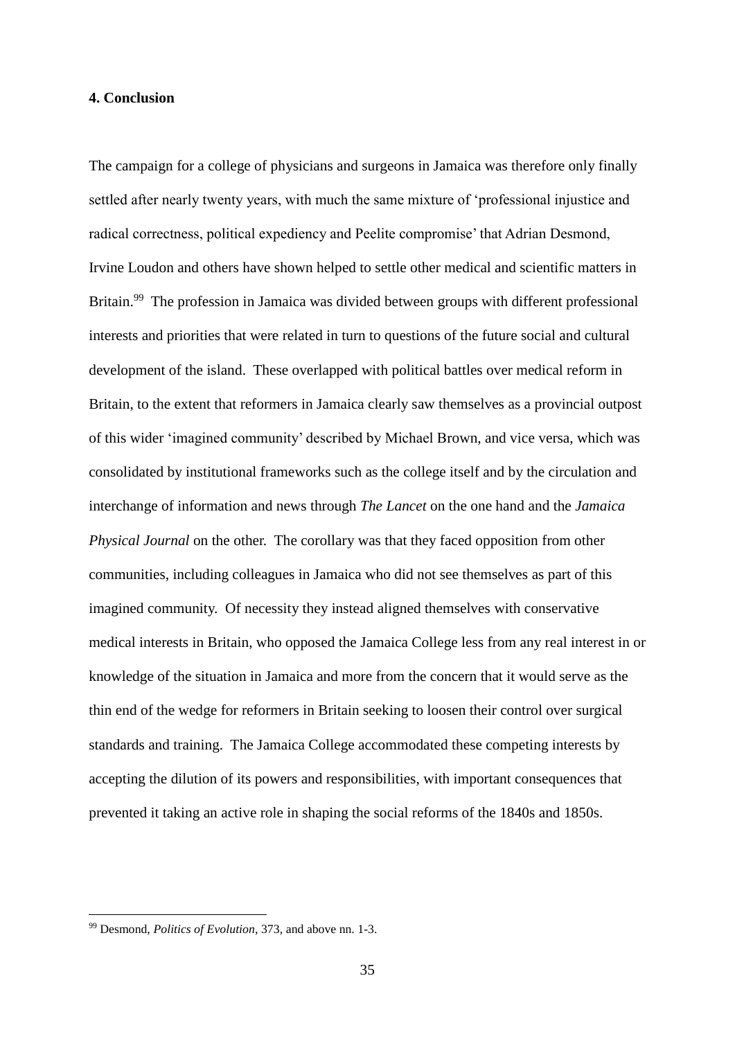## 4. Conclusion

The campaign for a college of physicians and surgeons in Jamaica was therefore only finally settled after nearly twenty years, with much the same mixture of 'professional injustice and radical correctness, political expediency and Peelite compromise' that Adrian Desmond, Irvine Loudon and others have shown helped to settle other medical and scientific matters in Britain.[99] The profession in Jamaica was divided between groups with different professional interests and priorities that were related in turn to questions of the future social and cultural development of the island. These overlapped with political battles over medical reform in Britain, to the extent that reformers in Jamaica clearly saw themselves as a provincial outpost of this wider 'imagined community' described by Michael Brown, and vice versa, which was consolidated by institutional frameworks such as the college itself and by the circulation and interchange of information and news through *The Lancet* on the one hand and the *Jamaica Physical Journal* on the other. The corollary was that they faced opposition from other communities, including colleagues in Jamaica who did not see themselves as part of this imagined community. Of necessity they instead aligned themselves with conservative medical interests in Britain, who opposed the Jamaica College less from any real interest in or knowledge of the situation in Jamaica and more from the concern that it would serve as the thin end of the wedge for reformers in Britain seeking to loosen their control over surgical standards and training. The Jamaica College accommodated these competing interests by accepting the dilution of its powers and responsibilities, with important consequences that prevented it taking an active role in shaping the social reforms of the 1840s and 1850s.

---

[99] Desmond, *Politics of Evolution*, 373, and above nn. 1-3.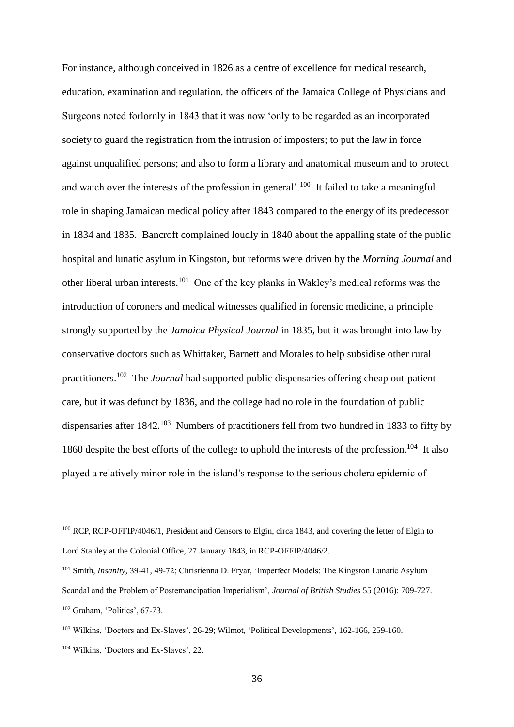For instance, although conceived in 1826 as a centre of excellence for medical research, education, examination and regulation, the officers of the Jamaica College of Physicians and Surgeons noted forlornly in 1843 that it was now 'only to be regarded as an incorporated society to guard the registration from the intrusion of imposters; to put the law in force against unqualified persons; and also to form a library and anatomical museum and to protect and watch over the interests of the profession in general'.[100] It failed to take a meaningful role in shaping Jamaican medical policy after 1843 compared to the energy of its predecessor in 1834 and 1835. Bancroft complained loudly in 1840 about the appalling state of the public hospital and lunatic asylum in Kingston, but reforms were driven by the *Morning Journal* and other liberal urban interests.[101] One of the key planks in Wakley's medical reforms was the introduction of coroners and medical witnesses qualified in forensic medicine, a principle strongly supported by the *Jamaica Physical Journal* in 1835, but it was brought into law by conservative doctors such as Whittaker, Barnett and Morales to help subsidise other rural practitioners.[102] The *Journal* had supported public dispensaries offering cheap out-patient care, but it was defunct by 1836, and the college had no role in the foundation of public dispensaries after 1842.[103] Numbers of practitioners fell from two hundred in 1833 to fifty by 1860 despite the best efforts of the college to uphold the interests of the profession.[104] It also played a relatively minor role in the island's response to the serious cholera epidemic of

---

[100] RCP, RCP-OFFIP/4046/1, President and Censors to Elgin, circa 1843, and covering the letter of Elgin to Lord Stanley at the Colonial Office, 27 January 1843, in RCP-OFFIP/4046/2.

[101] Smith, *Insanity*, 39-41, 49-72; Christienna D. Fryar, 'Imperfect Models: The Kingston Lunatic Asylum Scandal and the Problem of Postemancipation Imperialism', *Journal of British Studies* 55 (2016): 709-727.

[102] Graham, 'Politics', 67-73.

[103] Wilkins, 'Doctors and Ex-Slaves', 26-29; Wilmot, 'Political Developments', 162-166, 259-160.

[104] Wilkins, 'Doctors and Ex-Slaves', 22.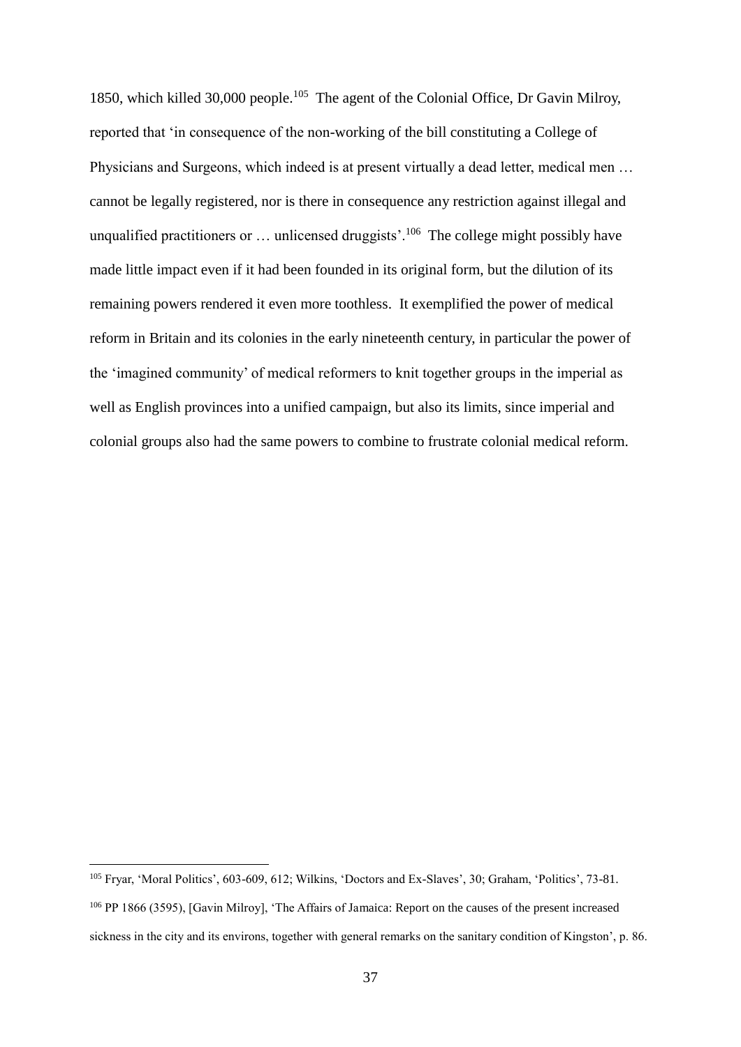1850, which killed 30,000 people.[105] The agent of the Colonial Office, Dr Gavin Milroy, reported that 'in consequence of the non-working of the bill constituting a College of Physicians and Surgeons, which indeed is at present virtually a dead letter, medical men … cannot be legally registered, nor is there in consequence any restriction against illegal and unqualified practitioners or … unlicensed druggists'.[106] The college might possibly have made little impact even if it had been founded in its original form, but the dilution of its remaining powers rendered it even more toothless. It exemplified the power of medical reform in Britain and its colonies in the early nineteenth century, in particular the power of the 'imagined community' of medical reformers to knit together groups in the imperial as well as English provinces into a unified campaign, but also its limits, since imperial and colonial groups also had the same powers to combine to frustrate colonial medical reform.

---

[105] Fryar, 'Moral Politics', 603-609, 612; Wilkins, 'Doctors and Ex-Slaves', 30; Graham, 'Politics', 73-81.

[106] PP 1866 (3595), [Gavin Milroy], 'The Affairs of Jamaica: Report on the causes of the present increased sickness in the city and its environs, together with general remarks on the sanitary condition of Kingston', p. 86.